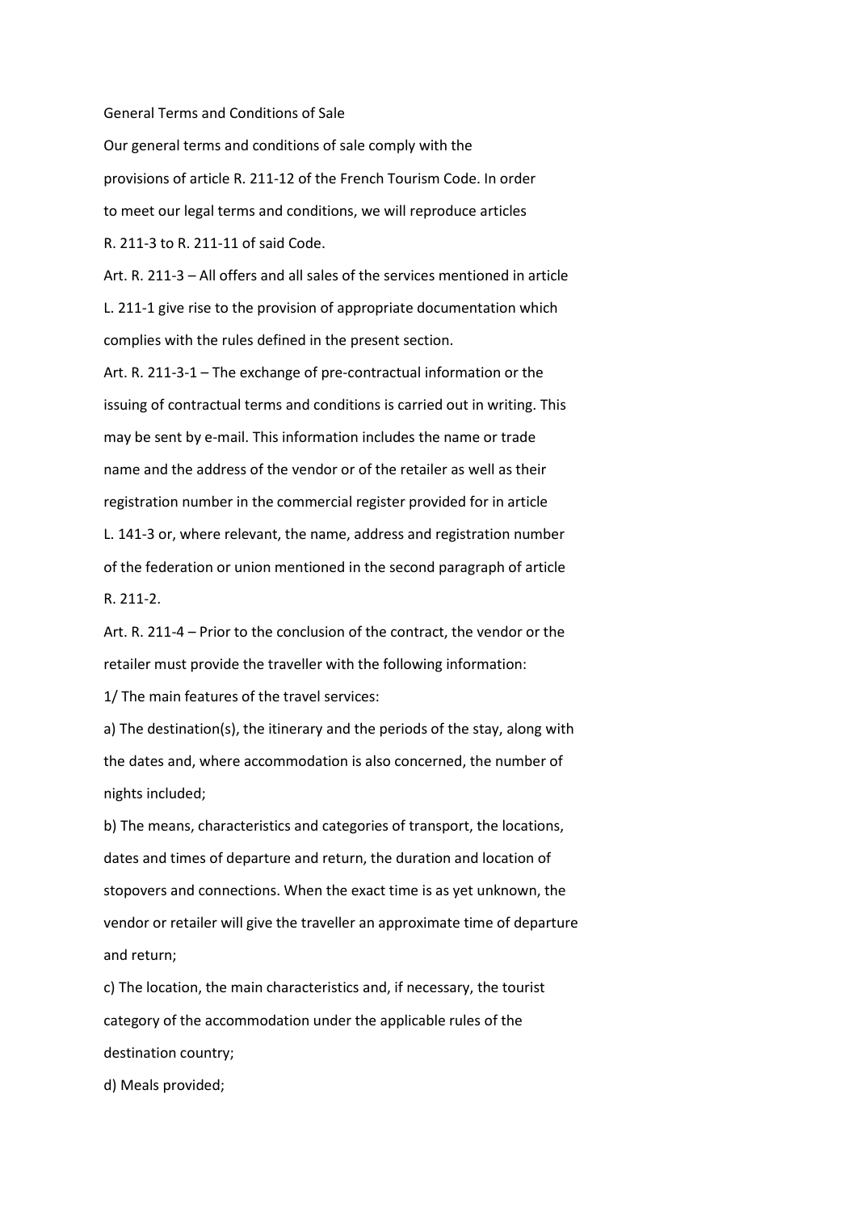# General Terms and Conditions of Sale

Our general terms and conditions of sale comply with the provisions of article R. 211-12 of the French Tourism Code. In order to meet our legal terms and conditions, we will reproduce articles R. 211-3 to R. 211-11 of said Code.

Art. R. 211-3 – All offers and all sales of the services mentioned in article L. 211-1 give rise to the provision of appropriate documentation which complies with the rules defined in the present section.

Art. R. 211-3-1 – The exchange of pre-contractual information or the issuing of contractual terms and conditions is carried out in writing. This may be sent by e-mail. This information includes the name or trade name and the address of the vendor or of the retailer as well as their registration number in the commercial register provided for in article L. 141-3 or, where relevant, the name, address and registration number of the federation or union mentioned in the second paragraph of article R. 211-2.

Art. R. 211-4 – Prior to the conclusion of the contract, the vendor or the retailer must provide the traveller with the following information:

1/ The main features of the travel services:

a) The destination(s), the itinerary and the periods of the stay, along with the dates and, where accommodation is also concerned, the number of nights included;

b) The means, characteristics and categories of transport, the locations, dates and times of departure and return, the duration and location of stopovers and connections. When the exact time is as yet unknown, the vendor or retailer will give the traveller an approximate time of departure and return;

c) The location, the main characteristics and, if necessary, the tourist category of the accommodation under the applicable rules of the destination country;

d) Meals provided;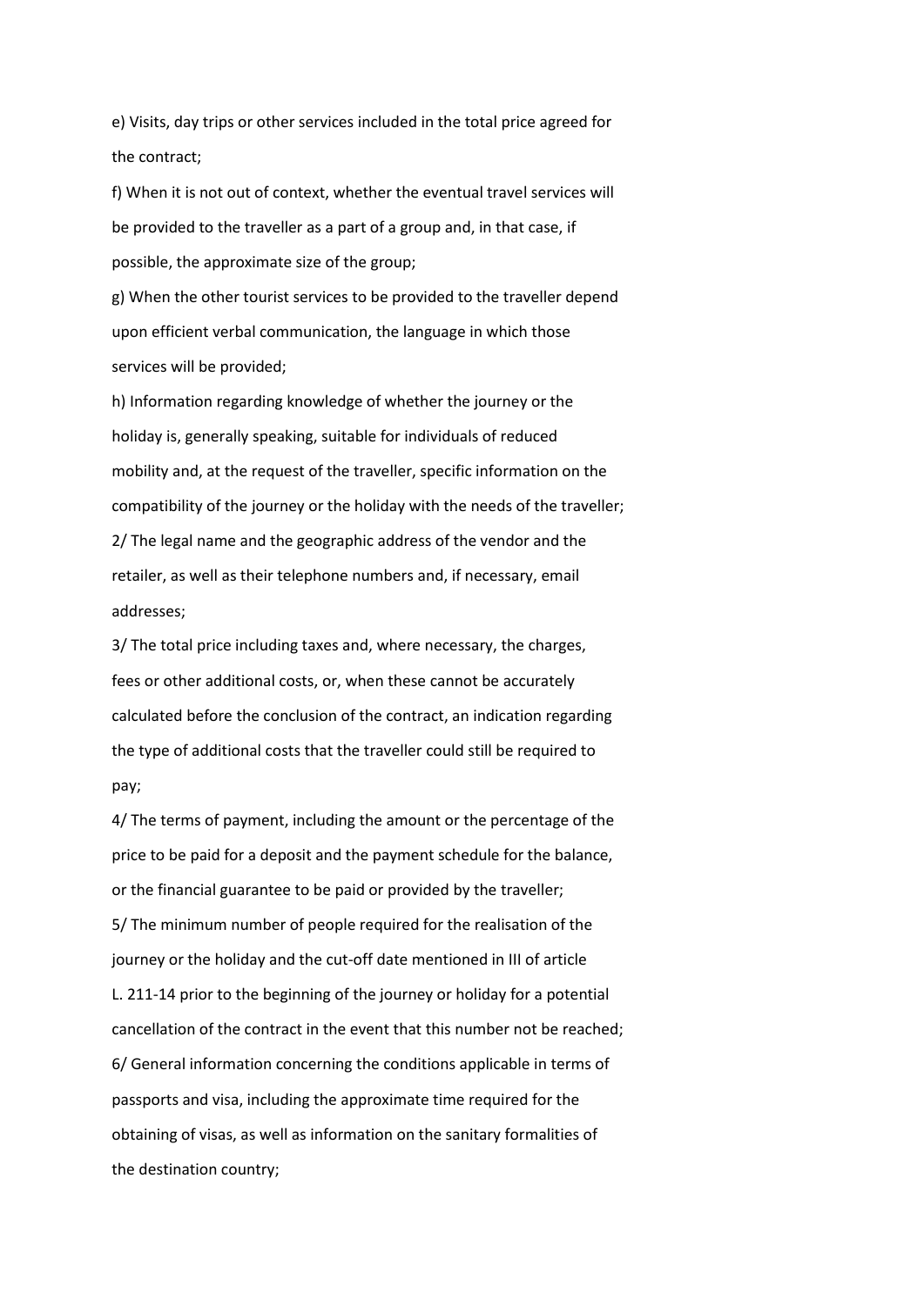e) Visits, day trips or other services included in the total price agreed for the contract;

f) When it is not out of context, whether the eventual travel services will be provided to the traveller as a part of a group and, in that case, if possible, the approximate size of the group;

g) When the other tourist services to be provided to the traveller depend upon efficient verbal communication, the language in which those services will be provided;

h) Information regarding knowledge of whether the journey or the holiday is, generally speaking, suitable for individuals of reduced mobility and, at the request of the traveller, specific information on the compatibility of the journey or the holiday with the needs of the traveller;

2/ The legal name and the geographic address of the vendor and the retailer, as well as their telephone numbers and, if necessary, email addresses;

3/ The total price including taxes and, where necessary, the charges, fees or other additional costs, or, when these cannot be accurately calculated before the conclusion of the contract, an indication regarding the type of additional costs that the traveller could still be required to pay;

4/ The terms of payment, including the amount or the percentage of the price to be paid for a deposit and the payment schedule for the balance, or the financial guarantee to be paid or provided by the traveller;

5/ The minimum number of people required for the realisation of the journey or the holiday and the cut-off date mentioned in III of article L. 211-14 prior to the beginning of the journey or holiday for a potential cancellation of the contract in the event that this number not be reached;

6/ General information concerning the conditions applicable in terms of passports and visa, including the approximate time required for the obtaining of visas, as well as information on the sanitary formalities of the destination country;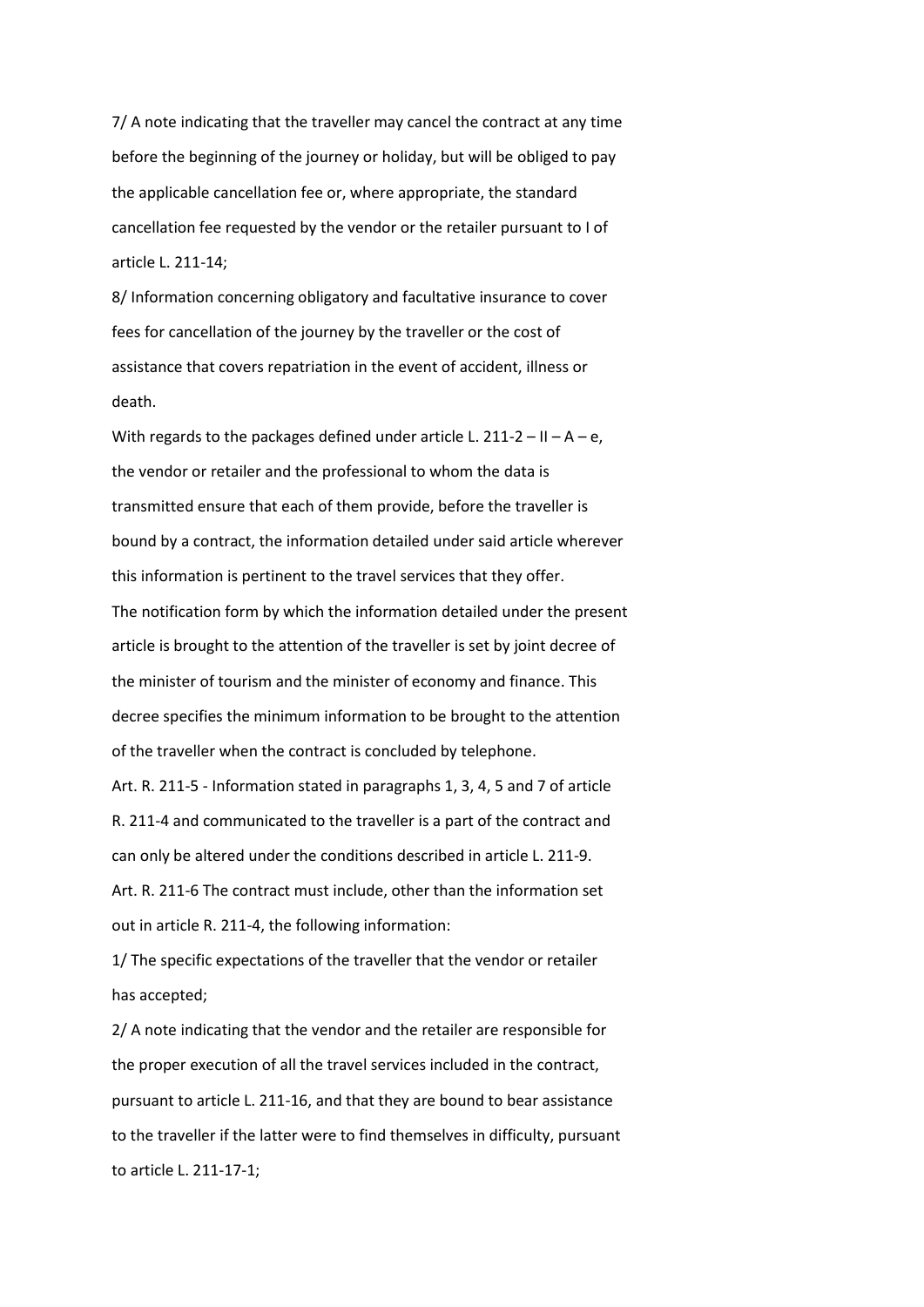7/ A note indicating that the traveller may cancel the contract at any time before the beginning of the journey or holiday, but will be obliged to pay the applicable cancellation fee or, where appropriate, the standard cancellation fee requested by the vendor or the retailer pursuant to I of article L. 211-14;

8/ Information concerning obligatory and facultative insurance to cover fees for cancellation of the journey by the traveller or the cost of assistance that covers repatriation in the event of accident, illness or death.

With regards to the packages defined under article L. 211-2 – II – A – e, the vendor or retailer and the professional to whom the data is transmitted ensure that each of them provide, before the traveller is bound by a contract, the information detailed under said article wherever this information is pertinent to the travel services that they offer.

The notification form by which the information detailed under the present article is brought to the attention of the traveller is set by joint decree of the minister of tourism and the minister of economy and finance. This decree specifies the minimum information to be brought to the attention of the traveller when the contract is concluded by telephone.

Art. R. 211-5 - Information stated in paragraphs 1, 3, 4, 5 and 7 of article R. 211-4 and communicated to the traveller is a part of the contract and can only be altered under the conditions described in article L. 211-9.

Art. R. 211-6 The contract must include, other than the information set out in article R. 211-4, the following information:

1/ The specific expectations of the traveller that the vendor or retailer has accepted;

2/ A note indicating that the vendor and the retailer are responsible for the proper execution of all the travel services included in the contract, pursuant to article L. 211-16, and that they are bound to bear assistance to the traveller if the latter were to find themselves in difficulty, pursuant to article L. 211-17-1;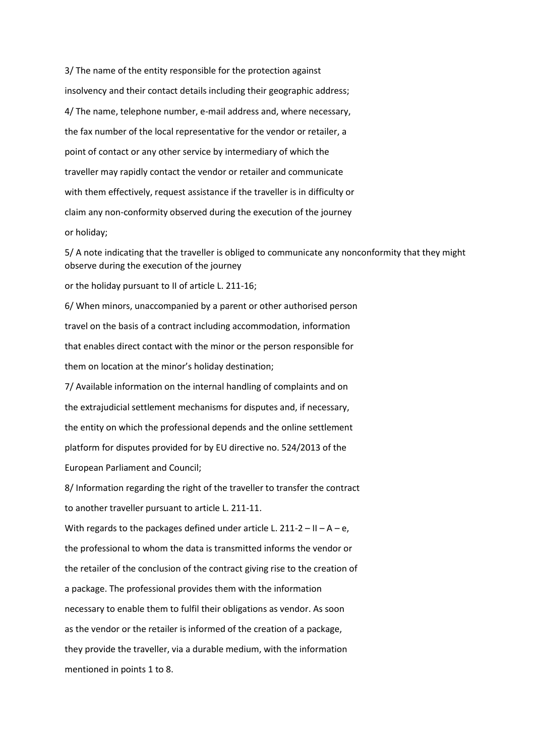3/ The name of the entity responsible for the protection against insolvency and their contact details including their geographic address;

4/ The name, telephone number, e-mail address and, where necessary, the fax number of the local representative for the vendor or retailer, a point of contact or any other service by intermediary of which the traveller may rapidly contact the vendor or retailer and communicate with them effectively, request assistance if the traveller is in difficulty or claim any non-conformity observed during the execution of the journey or holiday;

5/ A note indicating that the traveller is obliged to communicate any nonconformity that they might observe during the execution of the journey or the holiday pursuant to II of article L. 211-16;

6/ When minors, unaccompanied by a parent or other authorised person travel on the basis of a contract including accommodation, information that enables direct contact with the minor or the person responsible for them on location at the minor's holiday destination;

7/ Available information on the internal handling of complaints and on the extrajudicial settlement mechanisms for disputes and, if necessary, the entity on which the professional depends and the online settlement platform for disputes provided for by EU directive no. 524/2013 of the European Parliament and Council;

8/ Information regarding the right of the traveller to transfer the contract to another traveller pursuant to article L. 211-11.

With regards to the packages defined under article L. 211-2 – II – A – e, the professional to whom the data is transmitted informs the vendor or the retailer of the conclusion of the contract giving rise to the creation of a package. The professional provides them with the information necessary to enable them to fulfil their obligations as vendor. As soon as the vendor or the retailer is informed of the creation of a package, they provide the traveller, via a durable medium, with the information mentioned in points 1 to 8.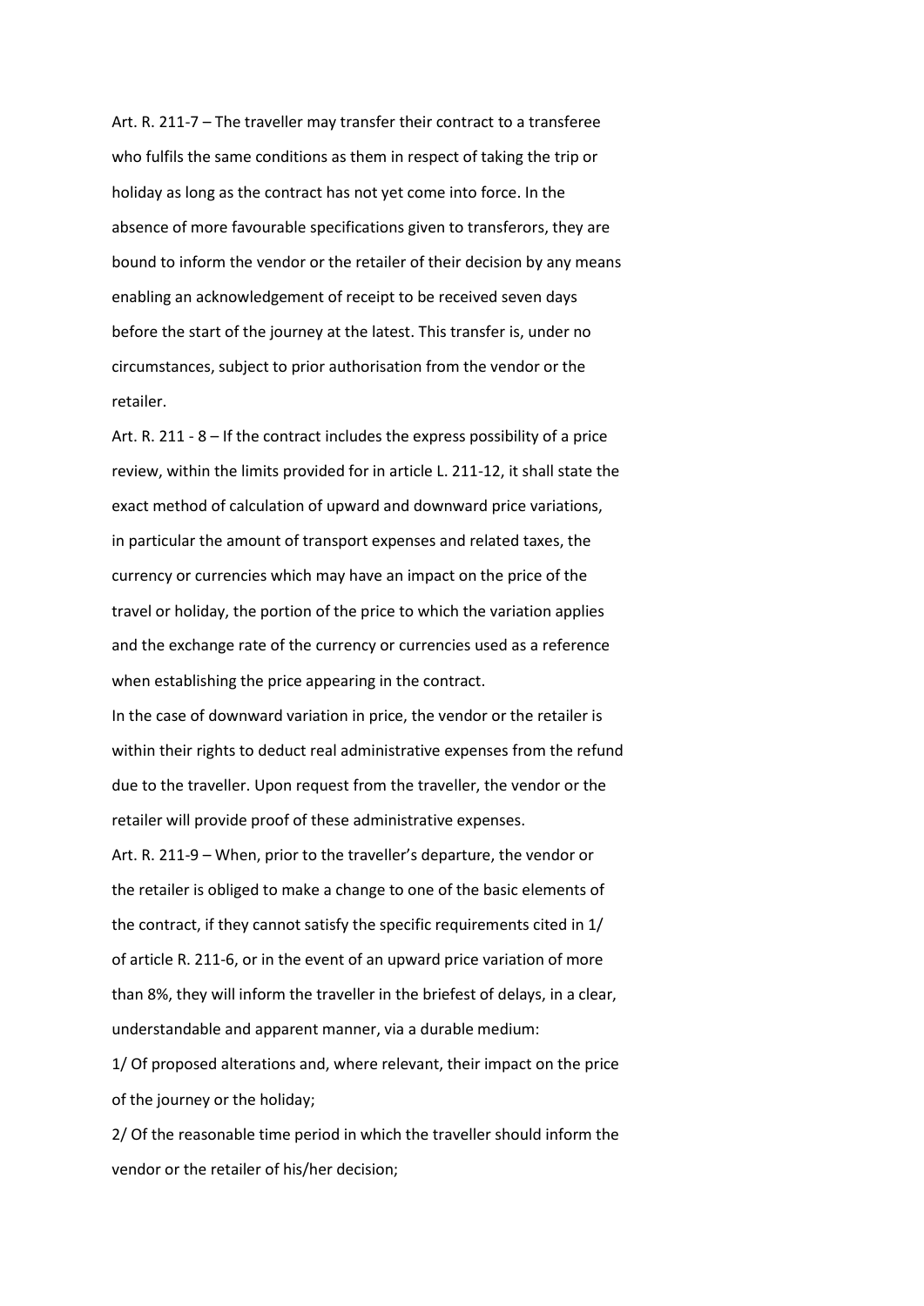Art. R. 211-7 – The traveller may transfer their contract to a transferee who fulfils the same conditions as them in respect of taking the trip or holiday as long as the contract has not yet come into force. In the absence of more favourable specifications given to transferors, they are bound to inform the vendor or the retailer of their decision by any means enabling an acknowledgement of receipt to be received seven days before the start of the journey at the latest. This transfer is, under no circumstances, subject to prior authorisation from the vendor or the retailer.

Art. R. 211 - 8 – If the contract includes the express possibility of a price review, within the limits provided for in article L. 211-12, it shall state the exact method of calculation of upward and downward price variations, in particular the amount of transport expenses and related taxes, the currency or currencies which may have an impact on the price of the travel or holiday, the portion of the price to which the variation applies and the exchange rate of the currency or currencies used as a reference when establishing the price appearing in the contract.

In the case of downward variation in price, the vendor or the retailer is within their rights to deduct real administrative expenses from the refund due to the traveller. Upon request from the traveller, the vendor or the retailer will provide proof of these administrative expenses.

Art. R. 211-9 – When, prior to the traveller's departure, the vendor or the retailer is obliged to make a change to one of the basic elements of the contract, if they cannot satisfy the specific requirements cited in 1/ of article R. 211-6, or in the event of an upward price variation of more than 8%, they will inform the traveller in the briefest of delays, in a clear, understandable and apparent manner, via a durable medium:

1/ Of proposed alterations and, where relevant, their impact on the price of the journey or the holiday;

2/ Of the reasonable time period in which the traveller should inform the vendor or the retailer of his/her decision;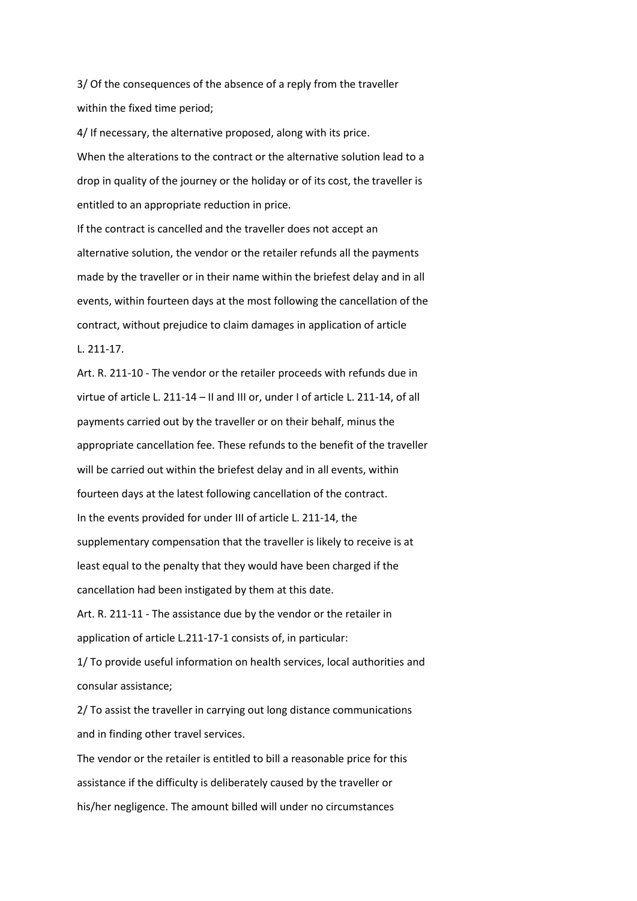3/ Of the consequences of the absence of a reply from the traveller within the fixed time period;

4/ If necessary, the alternative proposed, along with its price.

When the alterations to the contract or the alternative solution lead to a drop in quality of the journey or the holiday or of its cost, the traveller is entitled to an appropriate reduction in price.

If the contract is cancelled and the traveller does not accept an alternative solution, the vendor or the retailer refunds all the payments made by the traveller or in their name within the briefest delay and in all events, within fourteen days at the most following the cancellation of the contract, without prejudice to claim damages in application of article L. 211-17.

Art. R. 211-10 - The vendor or the retailer proceeds with refunds due in virtue of article L. 211-14 – II and III or, under I of article L. 211-14, of all payments carried out by the traveller or on their behalf, minus the appropriate cancellation fee. These refunds to the benefit of the traveller will be carried out within the briefest delay and in all events, within fourteen days at the latest following cancellation of the contract.

In the events provided for under III of article L. 211-14, the supplementary compensation that the traveller is likely to receive is at least equal to the penalty that they would have been charged if the cancellation had been instigated by them at this date.

Art. R. 211-11 - The assistance due by the vendor or the retailer in application of article L.211-17-1 consists of, in particular:

1/ To provide useful information on health services, local authorities and consular assistance;

2/ To assist the traveller in carrying out long distance communications and in finding other travel services.

The vendor or the retailer is entitled to bill a reasonable price for this assistance if the difficulty is deliberately caused by the traveller or his/her negligence. The amount billed will under no circumstances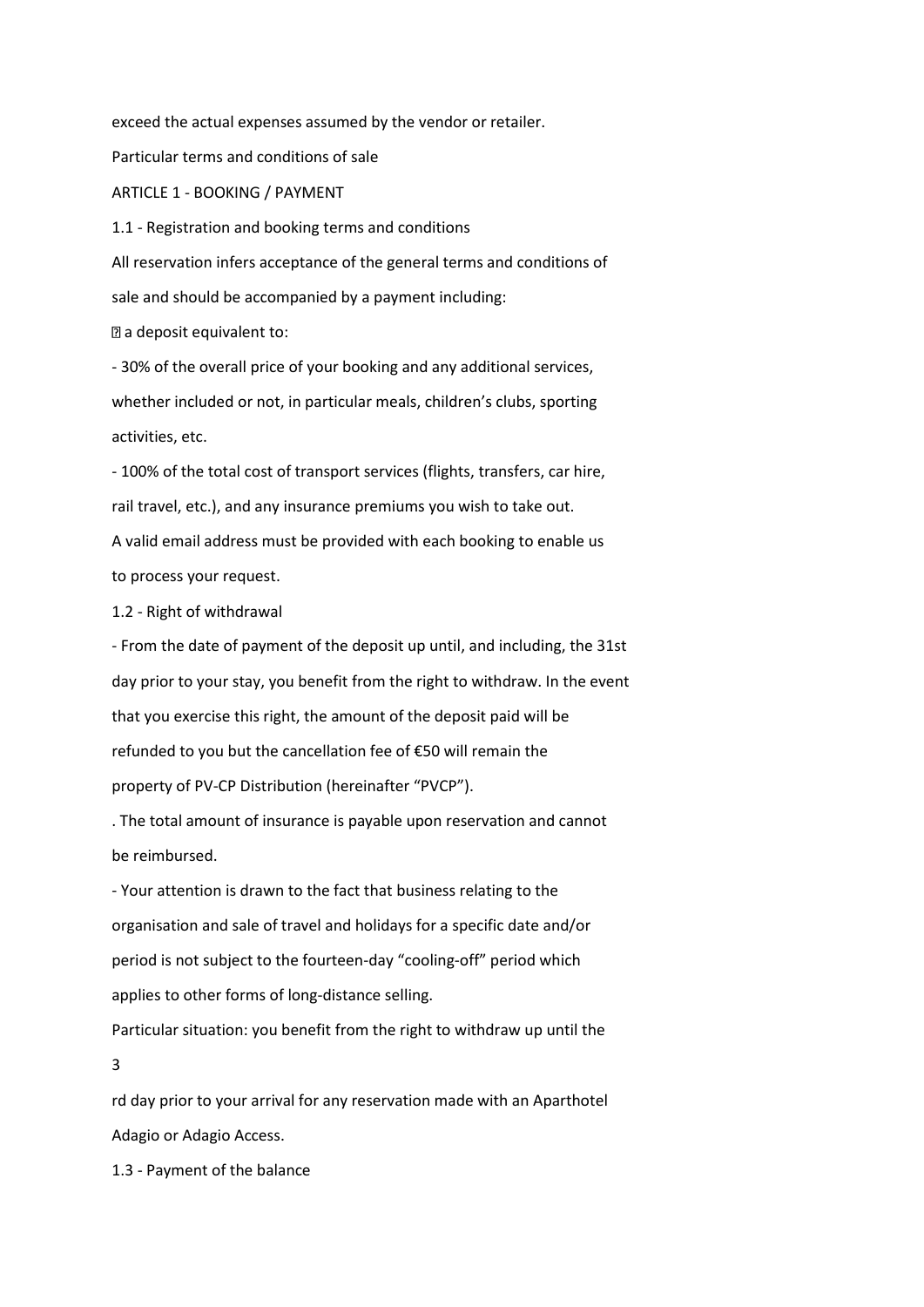exceed the actual expenses assumed by the vendor or retailer.

## Particular terms and conditions of sale

### ARTICLE 1 - BOOKING / PAYMENT

#### 1.1 - Registration and booking terms and conditions

All reservation infers acceptance of the general terms and conditions of sale and should be accompanied by a payment including:

- a deposit equivalent to:
  - 30% of the overall price of your booking and any additional services, whether included or not, in particular meals, children's clubs, sporting activities, etc.
  - 100% of the total cost of transport services (flights, transfers, car hire, rail travel, etc.), and any insurance premiums you wish to take out.

A valid email address must be provided with each booking to enable us to process your request.

#### 1.2 - Right of withdrawal

- From the date of payment of the deposit up until, and including, the 31st day prior to your stay, you benefit from the right to withdraw. In the event that you exercise this right, the amount of the deposit paid will be refunded to you but the cancellation fee of €50 will remain the property of PV-CP Distribution (hereinafter "PVCP").

. The total amount of insurance is payable upon reservation and cannot be reimbursed.

- Your attention is drawn to the fact that business relating to the organisation and sale of travel and holidays for a specific date and/or period is not subject to the fourteen-day "cooling-off" period which applies to other forms of long-distance selling.

Particular situation: you benefit from the right to withdraw up until the 3rd day prior to your arrival for any reservation made with an Aparthotel Adagio or Adagio Access.

#### 1.3 - Payment of the balance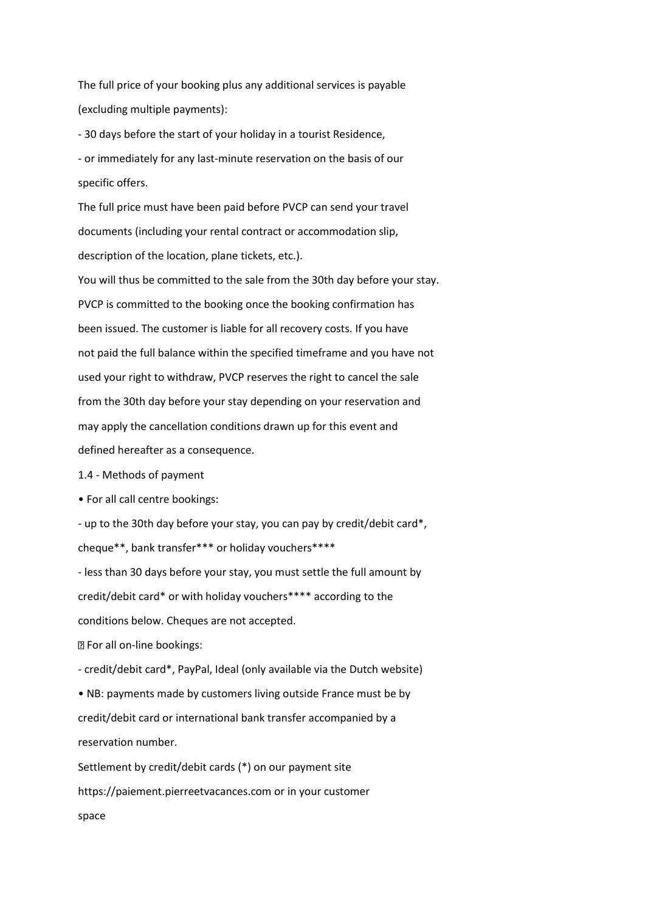The full price of your booking plus any additional services is payable (excluding multiple payments):

- 30 days before the start of your holiday in a tourist Residence,
- or immediately for any last-minute reservation on the basis of our specific offers.

The full price must have been paid before PVCP can send your travel documents (including your rental contract or accommodation slip, description of the location, plane tickets, etc.).

You will thus be committed to the sale from the 30th day before your stay. PVCP is committed to the booking once the booking confirmation has been issued. The customer is liable for all recovery costs. If you have not paid the full balance within the specified timeframe and you have not used your right to withdraw, PVCP reserves the right to cancel the sale from the 30th day before your stay depending on your reservation and may apply the cancellation conditions drawn up for this event and defined hereafter as a consequence.

1.4 - Methods of payment

• For all call centre bookings:

- up to the 30th day before your stay, you can pay by credit/debit card*, cheque**, bank transfer*** or holiday vouchers****
- less than 30 days before your stay, you must settle the full amount by credit/debit card* or with holiday vouchers**** according to the conditions below. Cheques are not accepted.

• For all on-line bookings:

- credit/debit card*, PayPal, Ideal (only available via the Dutch website)

• NB: payments made by customers living outside France must be by credit/debit card or international bank transfer accompanied by a reservation number.

Settlement by credit/debit cards (*) on our payment site https://paiement.pierreetvacances.com or in your customer space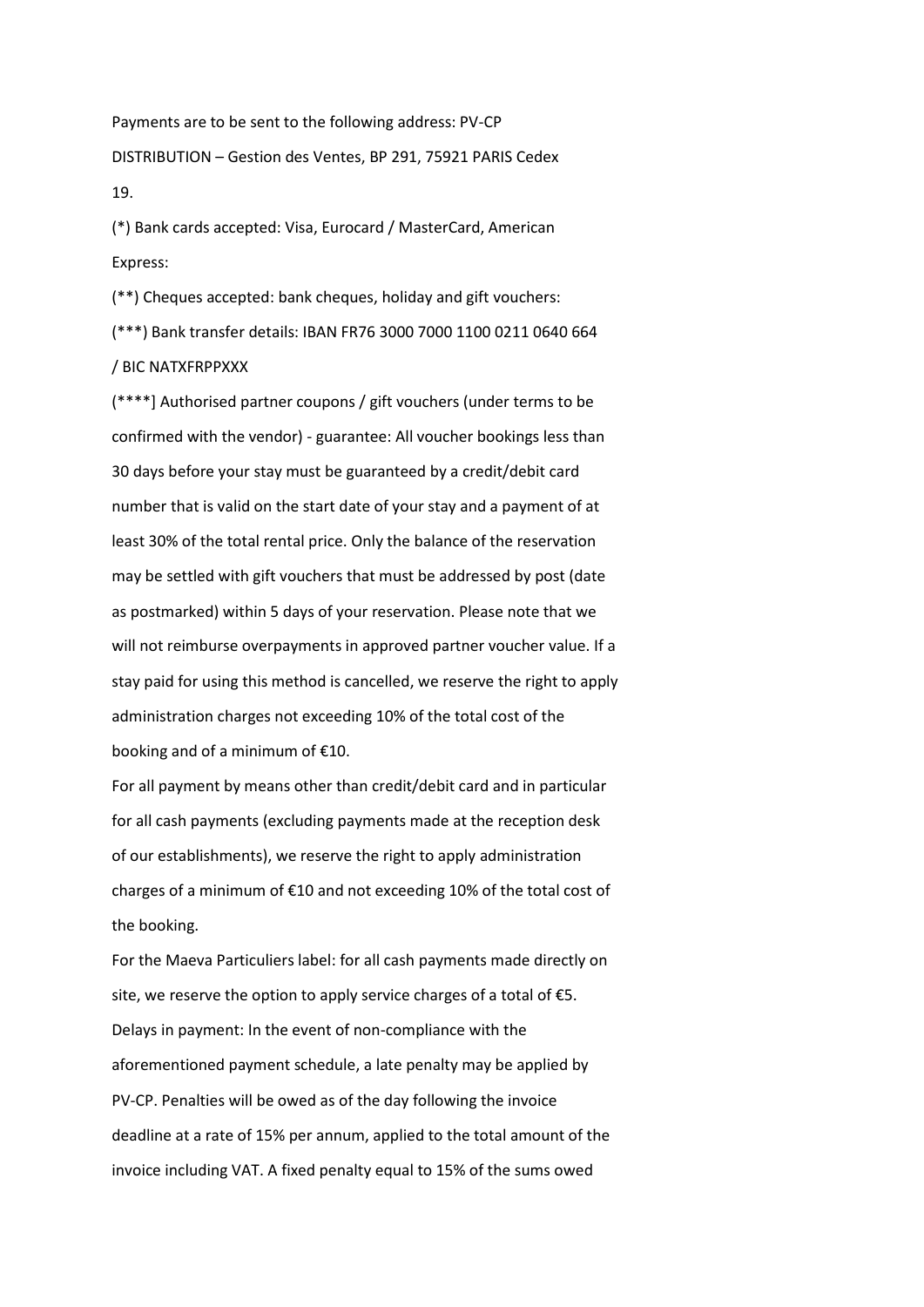Payments are to be sent to the following address: PV-CP DISTRIBUTION – Gestion des Ventes, BP 291, 75921 PARIS Cedex 19.

(*) Bank cards accepted: Visa, Eurocard / MasterCard, American Express:

(**) Cheques accepted: bank cheques, holiday and gift vouchers:

(***) Bank transfer details: IBAN FR76 3000 7000 1100 0211 0640 664 / BIC NATXFRPPXXX

(****] Authorised partner coupons / gift vouchers (under terms to be confirmed with the vendor) - guarantee: All voucher bookings less than 30 days before your stay must be guaranteed by a credit/debit card number that is valid on the start date of your stay and a payment of at least 30% of the total rental price. Only the balance of the reservation may be settled with gift vouchers that must be addressed by post (date as postmarked) within 5 days of your reservation. Please note that we will not reimburse overpayments in approved partner voucher value. If a stay paid for using this method is cancelled, we reserve the right to apply administration charges not exceeding 10% of the total cost of the booking and of a minimum of €10.

For all payment by means other than credit/debit card and in particular for all cash payments (excluding payments made at the reception desk of our establishments), we reserve the right to apply administration charges of a minimum of €10 and not exceeding 10% of the total cost of the booking.

For the Maeva Particuliers label: for all cash payments made directly on site, we reserve the option to apply service charges of a total of €5.

Delays in payment: In the event of non-compliance with the aforementioned payment schedule, a late penalty may be applied by PV-CP. Penalties will be owed as of the day following the invoice deadline at a rate of 15% per annum, applied to the total amount of the invoice including VAT. A fixed penalty equal to 15% of the sums owed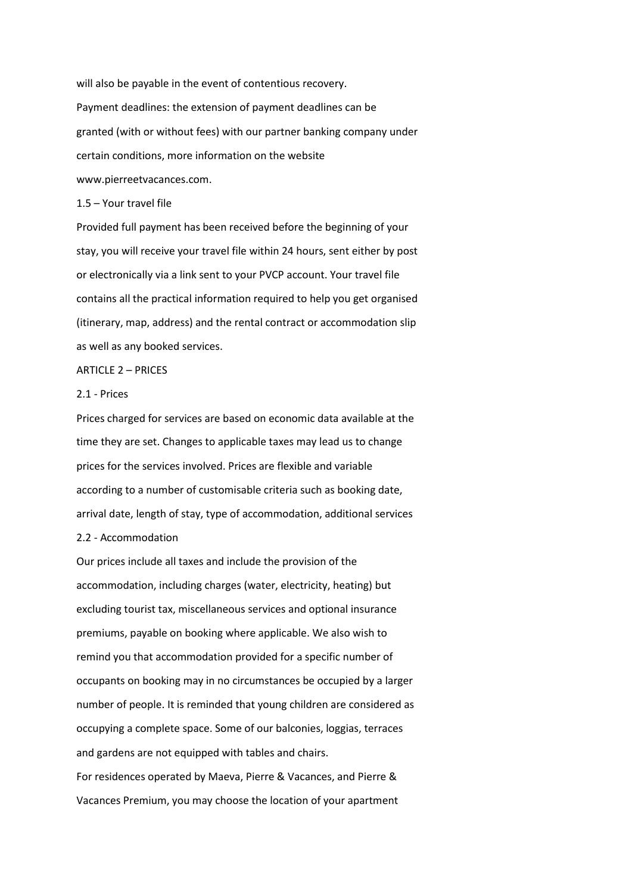will also be payable in the event of contentious recovery.

Payment deadlines: the extension of payment deadlines can be granted (with or without fees) with our partner banking company under certain conditions, more information on the website www.pierreetvacances.com.

### 1.5 – Your travel file

Provided full payment has been received before the beginning of your stay, you will receive your travel file within 24 hours, sent either by post or electronically via a link sent to your PVCP account. Your travel file contains all the practical information required to help you get organised (itinerary, map, address) and the rental contract or accommodation slip as well as any booked services.

## ARTICLE 2 – PRICES

### 2.1 - Prices

Prices charged for services are based on economic data available at the time they are set. Changes to applicable taxes may lead us to change prices for the services involved. Prices are flexible and variable according to a number of customisable criteria such as booking date, arrival date, length of stay, type of accommodation, additional services

### 2.2 - Accommodation

Our prices include all taxes and include the provision of the accommodation, including charges (water, electricity, heating) but excluding tourist tax, miscellaneous services and optional insurance premiums, payable on booking where applicable. We also wish to remind you that accommodation provided for a specific number of occupants on booking may in no circumstances be occupied by a larger number of people. It is reminded that young children are considered as occupying a complete space. Some of our balconies, loggias, terraces and gardens are not equipped with tables and chairs.

For residences operated by Maeva, Pierre & Vacances, and Pierre & Vacances Premium, you may choose the location of your apartment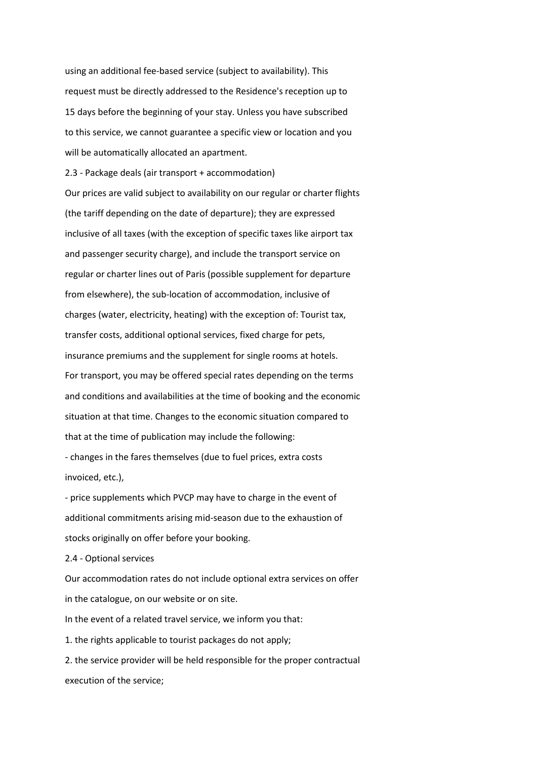using an additional fee-based service (subject to availability). This request must be directly addressed to the Residence's reception up to 15 days before the beginning of your stay. Unless you have subscribed to this service, we cannot guarantee a specific view or location and you will be automatically allocated an apartment.

### 2.3 - Package deals (air transport + accommodation)

Our prices are valid subject to availability on our regular or charter flights (the tariff depending on the date of departure); they are expressed inclusive of all taxes (with the exception of specific taxes like airport tax and passenger security charge), and include the transport service on regular or charter lines out of Paris (possible supplement for departure from elsewhere), the sub-location of accommodation, inclusive of charges (water, electricity, heating) with the exception of: Tourist tax, transfer costs, additional optional services, fixed charge for pets, insurance premiums and the supplement for single rooms at hotels.

For transport, you may be offered special rates depending on the terms and conditions and availabilities at the time of booking and the economic situation at that time. Changes to the economic situation compared to that at the time of publication may include the following:

- changes in the fares themselves (due to fuel prices, extra costs invoiced, etc.),
- price supplements which PVCP may have to charge in the event of additional commitments arising mid-season due to the exhaustion of stocks originally on offer before your booking.

### 2.4 - Optional services

Our accommodation rates do not include optional extra services on offer in the catalogue, on our website or on site.

In the event of a related travel service, we inform you that:

1. the rights applicable to tourist packages do not apply;
2. the service provider will be held responsible for the proper contractual execution of the service;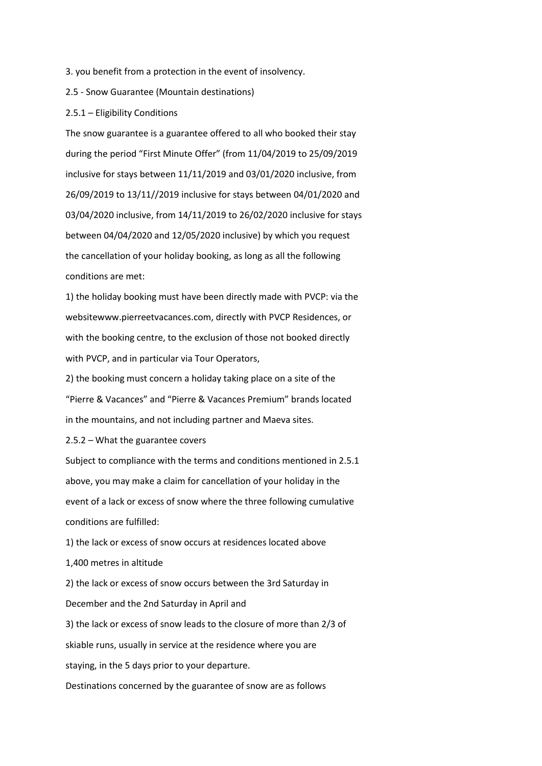3. you benefit from a protection in the event of insolvency.

## 2.5 - Snow Guarantee (Mountain destinations)

### 2.5.1 – Eligibility Conditions

The snow guarantee is a guarantee offered to all who booked their stay during the period "First Minute Offer" (from 11/04/2019 to 25/09/2019 inclusive for stays between 11/11/2019 and 03/01/2020 inclusive, from 26/09/2019 to 13/11//2019 inclusive for stays between 04/01/2020 and 03/04/2020 inclusive, from 14/11/2019 to 26/02/2020 inclusive for stays between 04/04/2020 and 12/05/2020 inclusive) by which you request the cancellation of your holiday booking, as long as all the following conditions are met:

1) the holiday booking must have been directly made with PVCP: via the websitewww.pierreetvacances.com, directly with PVCP Residences, or with the booking centre, to the exclusion of those not booked directly with PVCP, and in particular via Tour Operators,

2) the booking must concern a holiday taking place on a site of the "Pierre & Vacances" and "Pierre & Vacances Premium" brands located in the mountains, and not including partner and Maeva sites.

### 2.5.2 – What the guarantee covers

Subject to compliance with the terms and conditions mentioned in 2.5.1 above, you may make a claim for cancellation of your holiday in the event of a lack or excess of snow where the three following cumulative conditions are fulfilled:

1) the lack or excess of snow occurs at residences located above 1,400 metres in altitude

2) the lack or excess of snow occurs between the 3rd Saturday in December and the 2nd Saturday in April and

3) the lack or excess of snow leads to the closure of more than 2/3 of skiable runs, usually in service at the residence where you are staying, in the 5 days prior to your departure.

Destinations concerned by the guarantee of snow are as follows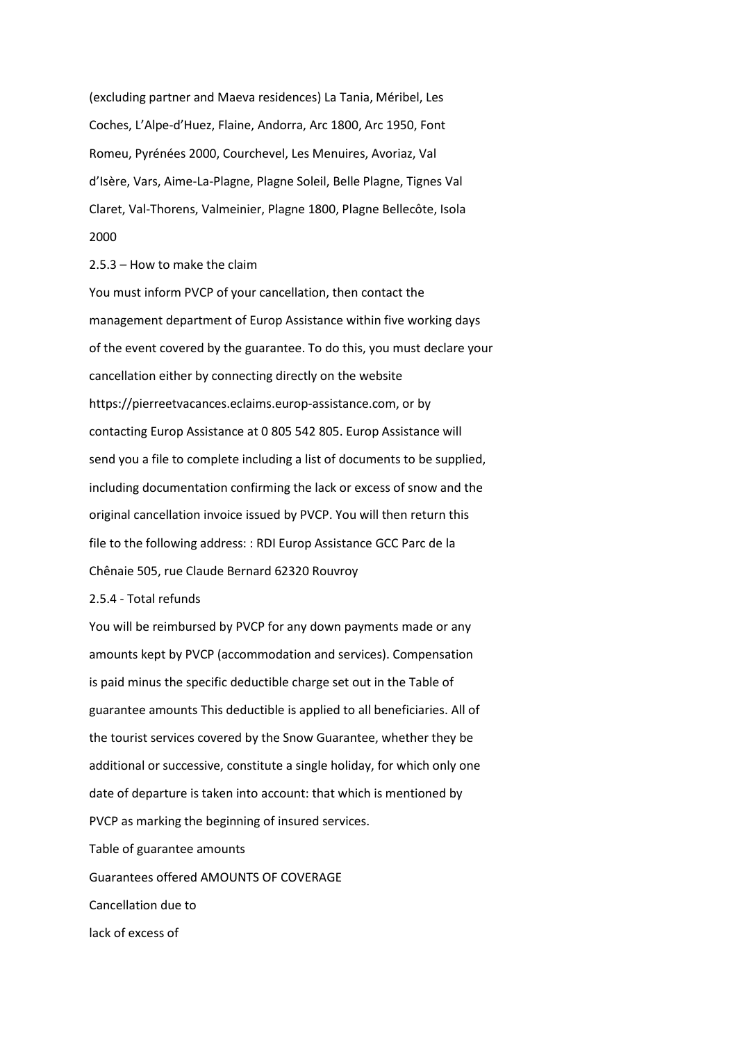(excluding partner and Maeva residences) La Tania, Méribel, Les Coches, L'Alpe-d'Huez, Flaine, Andorra, Arc 1800, Arc 1950, Font Romeu, Pyrénées 2000, Courchevel, Les Menuires, Avoriaz, Val d'Isère, Vars, Aime-La-Plagne, Plagne Soleil, Belle Plagne, Tignes Val Claret, Val-Thorens, Valmeinier, Plagne 1800, Plagne Bellecôte, Isola 2000

2.5.3 – How to make the claim

You must inform PVCP of your cancellation, then contact the management department of Europ Assistance within five working days of the event covered by the guarantee. To do this, you must declare your cancellation either by connecting directly on the website https://pierreetvacances.eclaims.europ-assistance.com, or by contacting Europ Assistance at 0 805 542 805. Europ Assistance will send you a file to complete including a list of documents to be supplied, including documentation confirming the lack or excess of snow and the original cancellation invoice issued by PVCP. You will then return this file to the following address: : RDI Europ Assistance GCC Parc de la Chênaie 505, rue Claude Bernard 62320 Rouvroy

2.5.4 - Total refunds

You will be reimbursed by PVCP for any down payments made or any amounts kept by PVCP (accommodation and services). Compensation is paid minus the specific deductible charge set out in the Table of guarantee amounts This deductible is applied to all beneficiaries. All of the tourist services covered by the Snow Guarantee, whether they be additional or successive, constitute a single holiday, for which only one date of departure is taken into account: that which is mentioned by PVCP as marking the beginning of insured services.

Table of guarantee amounts

Guarantees offered AMOUNTS OF COVERAGE

Cancellation due to

lack of excess of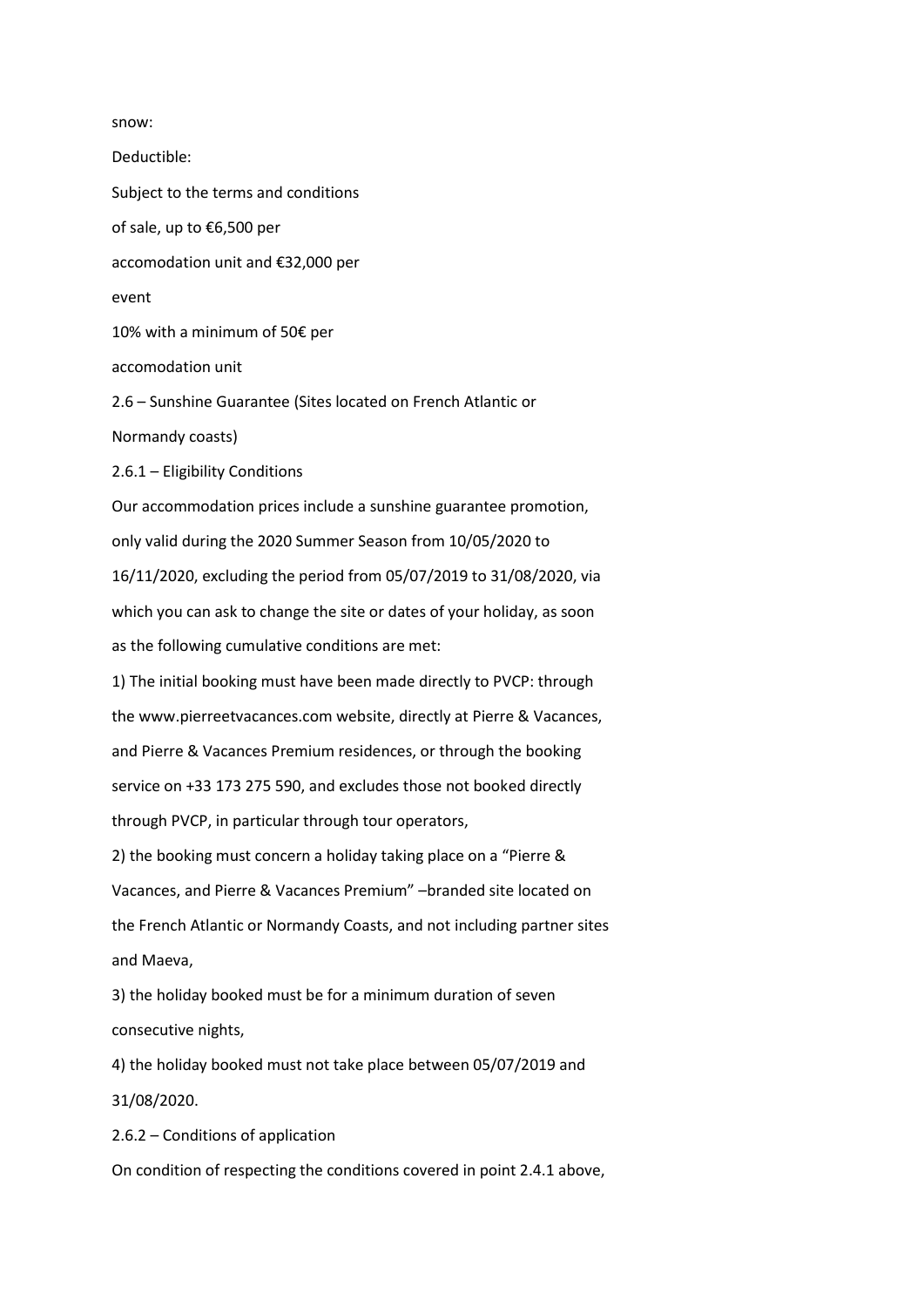snow:

Deductible:

Subject to the terms and conditions of sale, up to €6,500 per accomodation unit and €32,000 per event

10% with a minimum of 50€ per accomodation unit

## 2.6 – Sunshine Guarantee (Sites located on French Atlantic or Normandy coasts)

### 2.6.1 – Eligibility Conditions

Our accommodation prices include a sunshine guarantee promotion, only valid during the 2020 Summer Season from 10/05/2020 to 16/11/2020, excluding the period from 05/07/2019 to 31/08/2020, via which you can ask to change the site or dates of your holiday, as soon as the following cumulative conditions are met:

1) The initial booking must have been made directly to PVCP: through the www.pierreetvacances.com website, directly at Pierre & Vacances, and Pierre & Vacances Premium residences, or through the booking service on +33 173 275 590, and excludes those not booked directly through PVCP, in particular through tour operators,

2) the booking must concern a holiday taking place on a "Pierre & Vacances, and Pierre & Vacances Premium" –branded site located on the French Atlantic or Normandy Coasts, and not including partner sites and Maeva,

3) the holiday booked must be for a minimum duration of seven consecutive nights,

4) the holiday booked must not take place between 05/07/2019 and 31/08/2020.

### 2.6.2 – Conditions of application

On condition of respecting the conditions covered in point 2.4.1 above,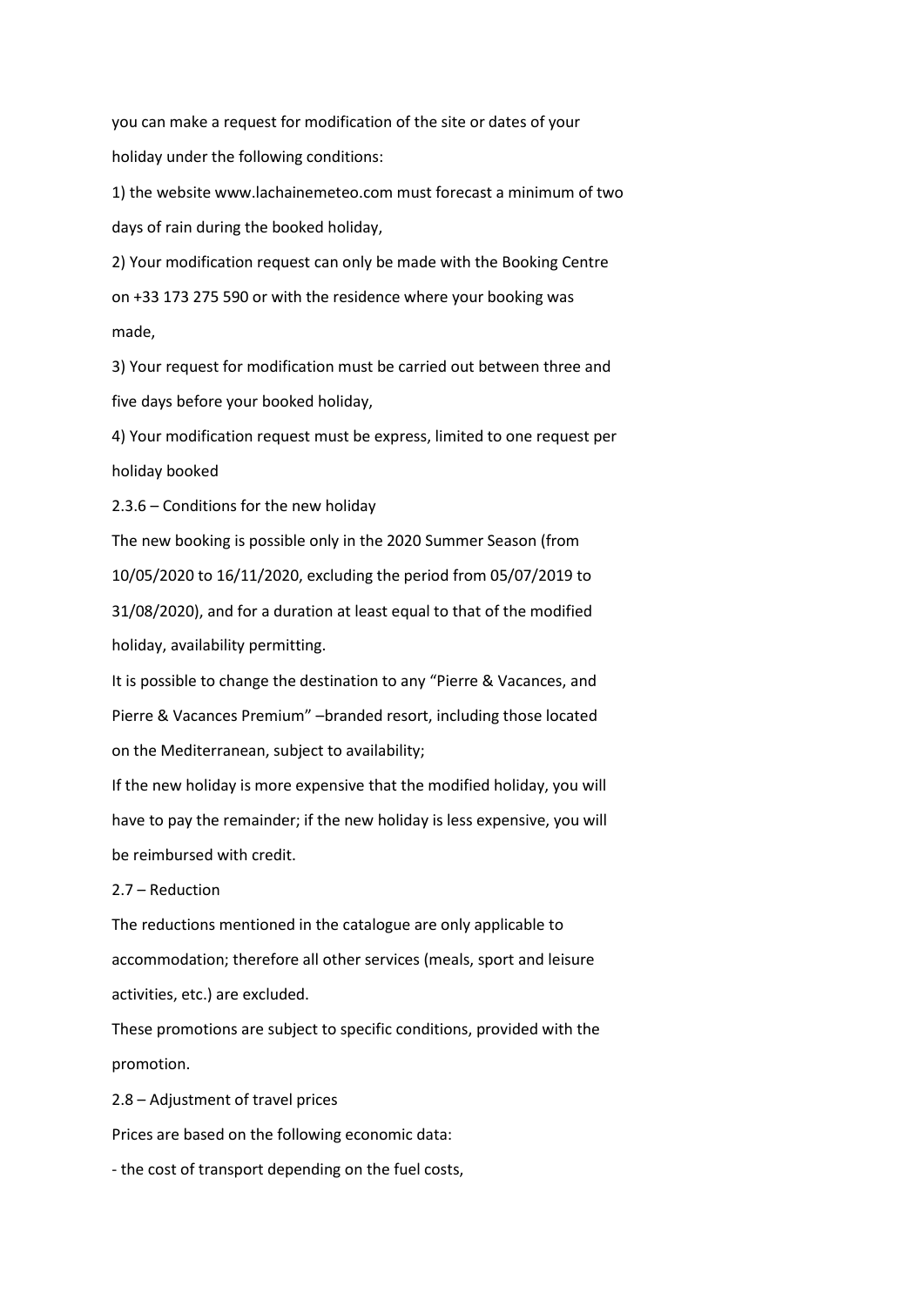you can make a request for modification of the site or dates of your holiday under the following conditions:

1) the website www.lachainemeteo.com must forecast a minimum of two days of rain during the booked holiday,

2) Your modification request can only be made with the Booking Centre on +33 173 275 590 or with the residence where your booking was made,

3) Your request for modification must be carried out between three and five days before your booked holiday,

4) Your modification request must be express, limited to one request per holiday booked

2.3.6 – Conditions for the new holiday

The new booking is possible only in the 2020 Summer Season (from 10/05/2020 to 16/11/2020, excluding the period from 05/07/2019 to 31/08/2020), and for a duration at least equal to that of the modified holiday, availability permitting.

It is possible to change the destination to any "Pierre & Vacances, and Pierre & Vacances Premium" –branded resort, including those located on the Mediterranean, subject to availability;

If the new holiday is more expensive that the modified holiday, you will have to pay the remainder; if the new holiday is less expensive, you will be reimbursed with credit.

2.7 – Reduction

The reductions mentioned in the catalogue are only applicable to accommodation; therefore all other services (meals, sport and leisure activities, etc.) are excluded.

These promotions are subject to specific conditions, provided with the promotion.

2.8 – Adjustment of travel prices

Prices are based on the following economic data:

- the cost of transport depending on the fuel costs,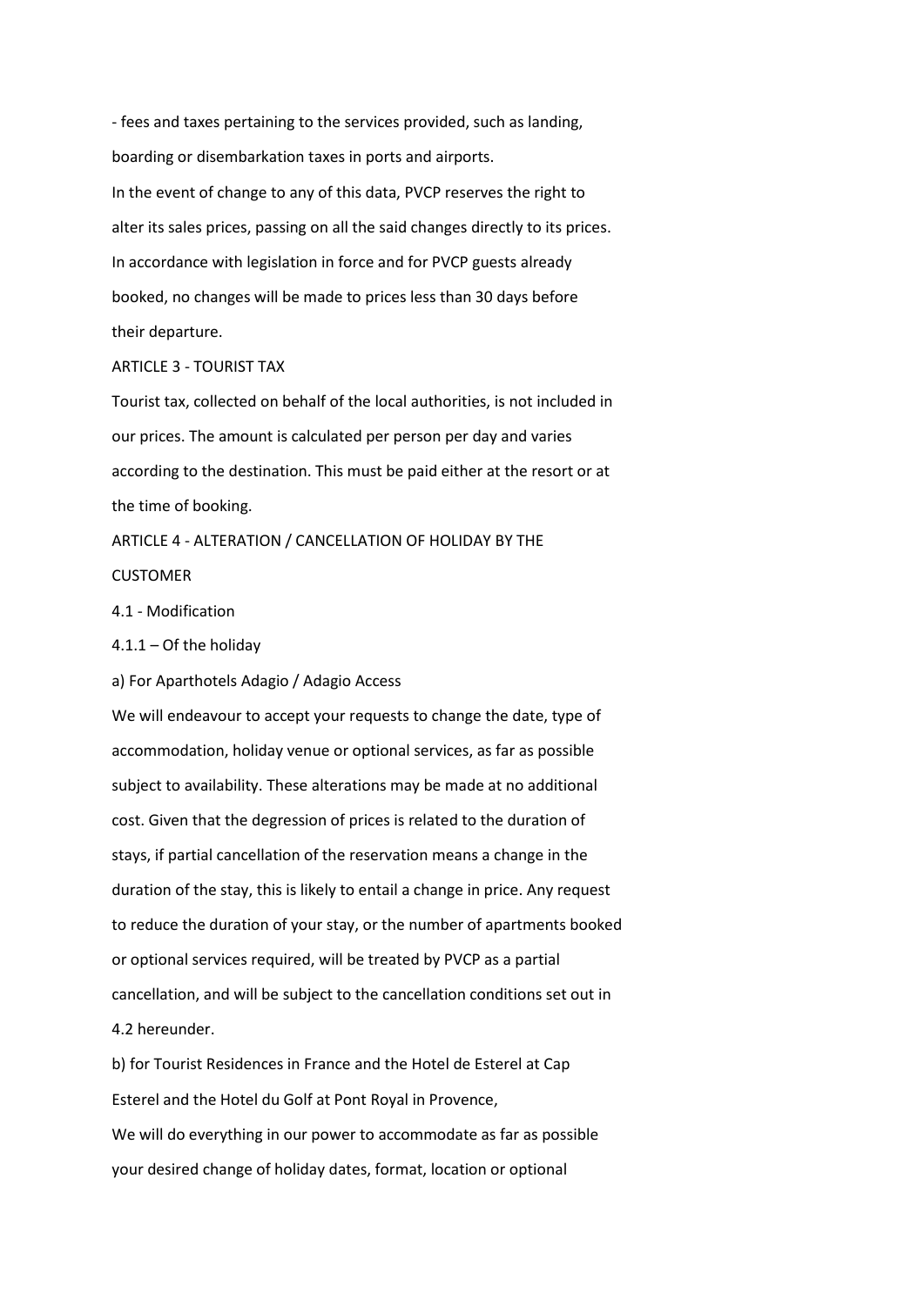- fees and taxes pertaining to the services provided, such as landing, boarding or disembarkation taxes in ports and airports.

In the event of change to any of this data, PVCP reserves the right to alter its sales prices, passing on all the said changes directly to its prices. In accordance with legislation in force and for PVCP guests already booked, no changes will be made to prices less than 30 days before their departure.

## ARTICLE 3 - TOURIST TAX

Tourist tax, collected on behalf of the local authorities, is not included in our prices. The amount is calculated per person per day and varies according to the destination. This must be paid either at the resort or at the time of booking.

## ARTICLE 4 - ALTERATION / CANCELLATION OF HOLIDAY BY THE CUSTOMER

### 4.1 - Modification

#### 4.1.1 – Of the holiday

a) For Aparthotels Adagio / Adagio Access

We will endeavour to accept your requests to change the date, type of accommodation, holiday venue or optional services, as far as possible subject to availability. These alterations may be made at no additional cost. Given that the degression of prices is related to the duration of stays, if partial cancellation of the reservation means a change in the duration of the stay, this is likely to entail a change in price. Any request to reduce the duration of your stay, or the number of apartments booked or optional services required, will be treated by PVCP as a partial cancellation, and will be subject to the cancellation conditions set out in 4.2 hereunder.

b) for Tourist Residences in France and the Hotel de Esterel at Cap Esterel and the Hotel du Golf at Pont Royal in Provence,

We will do everything in our power to accommodate as far as possible your desired change of holiday dates, format, location or optional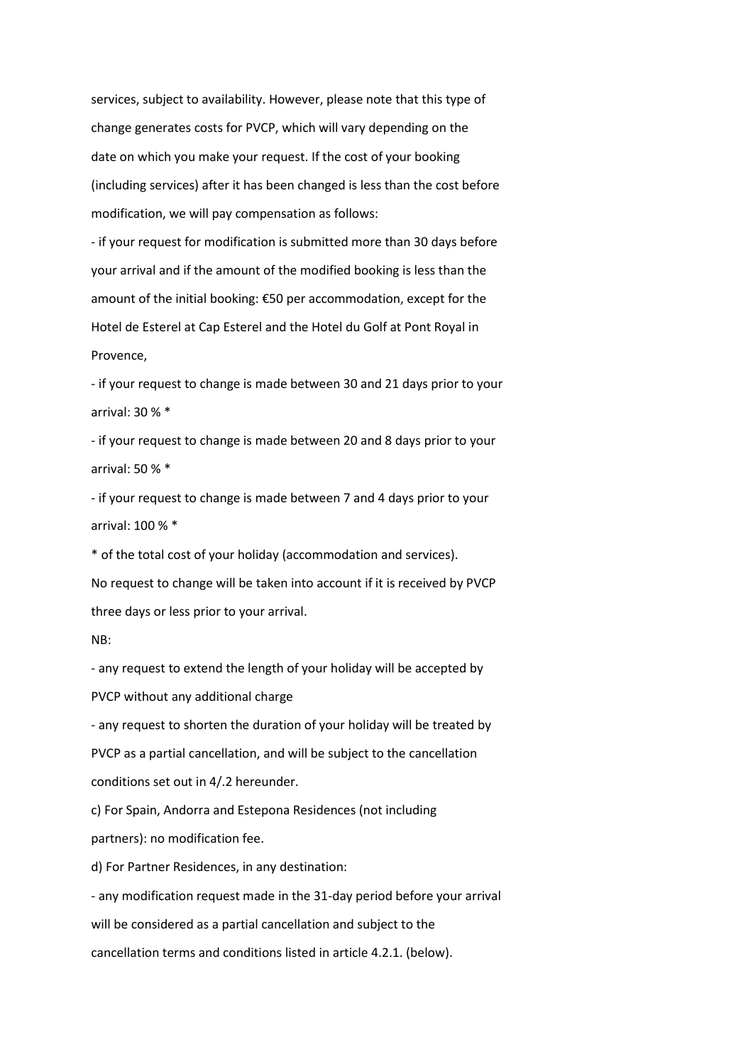services, subject to availability. However, please note that this type of change generates costs for PVCP, which will vary depending on the date on which you make your request. If the cost of your booking (including services) after it has been changed is less than the cost before modification, we will pay compensation as follows:

- if your request for modification is submitted more than 30 days before your arrival and if the amount of the modified booking is less than the amount of the initial booking: €50 per accommodation, except for the Hotel de Esterel at Cap Esterel and the Hotel du Golf at Pont Royal in Provence,
- if your request to change is made between 30 and 21 days prior to your arrival: 30 % *
- if your request to change is made between 20 and 8 days prior to your arrival: 50 % *
- if your request to change is made between 7 and 4 days prior to your arrival: 100 % *

* of the total cost of your holiday (accommodation and services).

No request to change will be taken into account if it is received by PVCP three days or less prior to your arrival.

NB:

- any request to extend the length of your holiday will be accepted by PVCP without any additional charge
- any request to shorten the duration of your holiday will be treated by PVCP as a partial cancellation, and will be subject to the cancellation conditions set out in 4/.2 hereunder.

c) For Spain, Andorra and Estepona Residences (not including partners): no modification fee.

d) For Partner Residences, in any destination:

- any modification request made in the 31-day period before your arrival will be considered as a partial cancellation and subject to the cancellation terms and conditions listed in article 4.2.1. (below).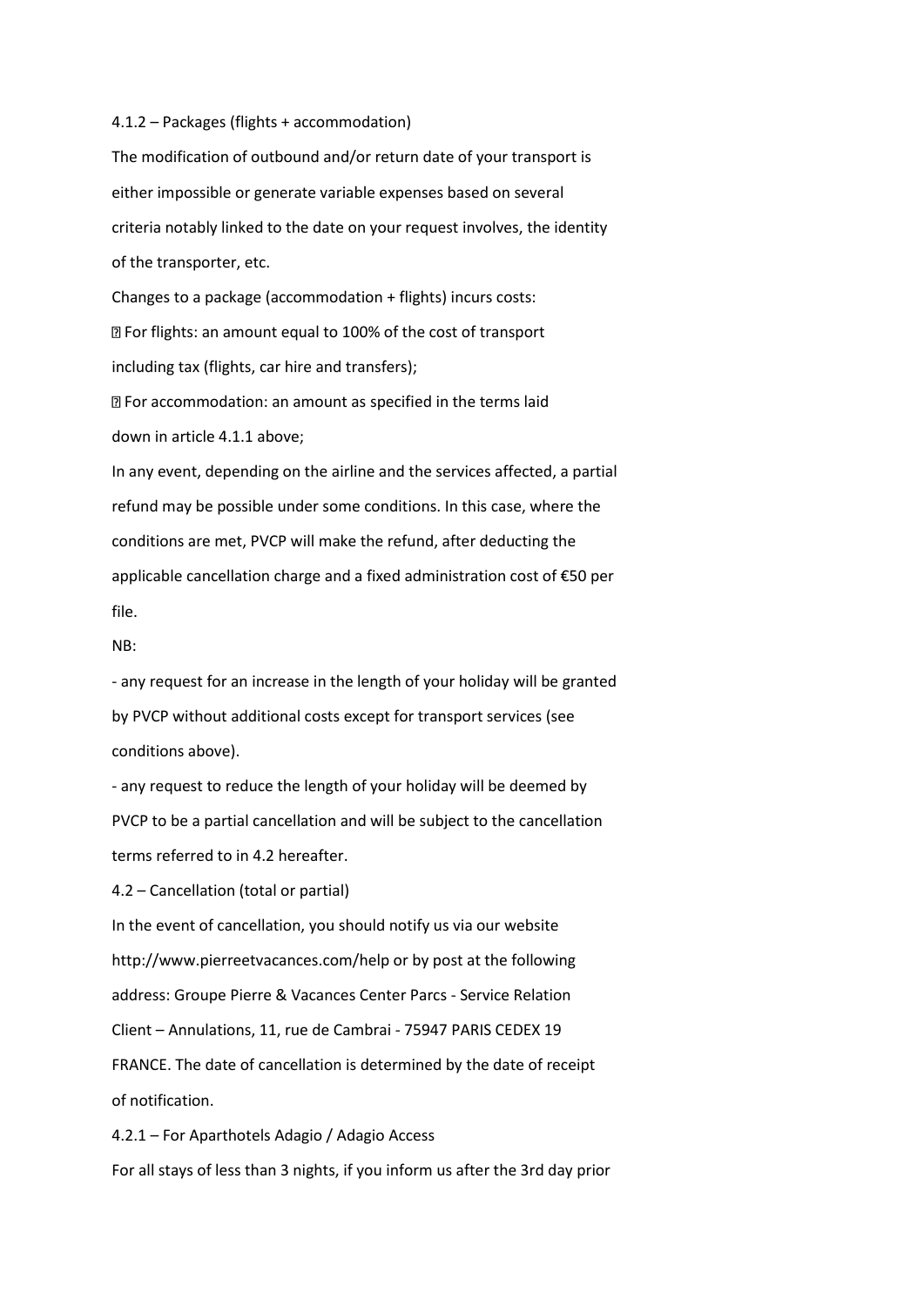### 4.1.2 – Packages (flights + accommodation)

The modification of outbound and/or return date of your transport is either impossible or generate variable expenses based on several criteria notably linked to the date on your request involves, the identity of the transporter, etc.

Changes to a package (accommodation + flights) incurs costs:

- For flights: an amount equal to 100% of the cost of transport including tax (flights, car hire and transfers);
- For accommodation: an amount as specified in the terms laid down in article 4.1.1 above;

In any event, depending on the airline and the services affected, a partial refund may be possible under some conditions. In this case, where the conditions are met, PVCP will make the refund, after deducting the applicable cancellation charge and a fixed administration cost of €50 per file.

NB:

- any request for an increase in the length of your holiday will be granted by PVCP without additional costs except for transport services (see conditions above).
- any request to reduce the length of your holiday will be deemed by PVCP to be a partial cancellation and will be subject to the cancellation terms referred to in 4.2 hereafter.

## 4.2 – Cancellation (total or partial)

In the event of cancellation, you should notify us via our website http://www.pierreetvacances.com/help or by post at the following address: Groupe Pierre & Vacances Center Parcs - Service Relation Client – Annulations, 11, rue de Cambrai - 75947 PARIS CEDEX 19 FRANCE. The date of cancellation is determined by the date of receipt of notification.

### 4.2.1 – For Aparthotels Adagio / Adagio Access

For all stays of less than 3 nights, if you inform us after the 3rd day prior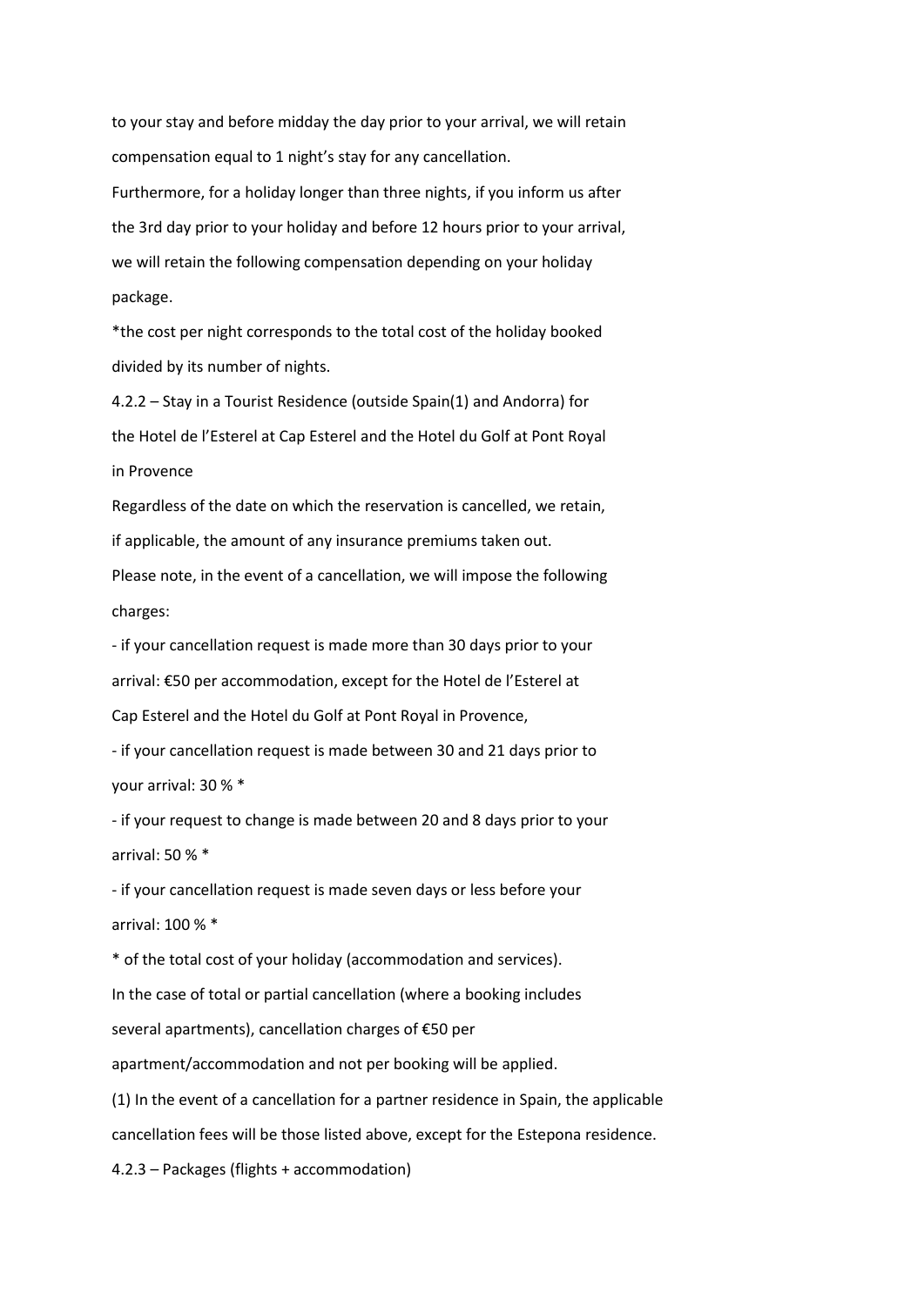to your stay and before midday the day prior to your arrival, we will retain compensation equal to 1 night's stay for any cancellation.

Furthermore, for a holiday longer than three nights, if you inform us after the 3rd day prior to your holiday and before 12 hours prior to your arrival, we will retain the following compensation depending on your holiday package.

*the cost per night corresponds to the total cost of the holiday booked divided by its number of nights.

4.2.2 – Stay in a Tourist Residence (outside Spain(1) and Andorra) for the Hotel de l'Esterel at Cap Esterel and the Hotel du Golf at Pont Royal in Provence

Regardless of the date on which the reservation is cancelled, we retain, if applicable, the amount of any insurance premiums taken out.

Please note, in the event of a cancellation, we will impose the following charges:

- if your cancellation request is made more than 30 days prior to your arrival: €50 per accommodation, except for the Hotel de l'Esterel at Cap Esterel and the Hotel du Golf at Pont Royal in Provence,
- if your cancellation request is made between 30 and 21 days prior to your arrival: 30 % *
- if your request to change is made between 20 and 8 days prior to your arrival: 50 % *
- if your cancellation request is made seven days or less before your arrival: 100 % *

* of the total cost of your holiday (accommodation and services).

In the case of total or partial cancellation (where a booking includes several apartments), cancellation charges of €50 per apartment/accommodation and not per booking will be applied.

(1) In the event of a cancellation for a partner residence in Spain, the applicable cancellation fees will be those listed above, except for the Estepona residence.

4.2.3 – Packages (flights + accommodation)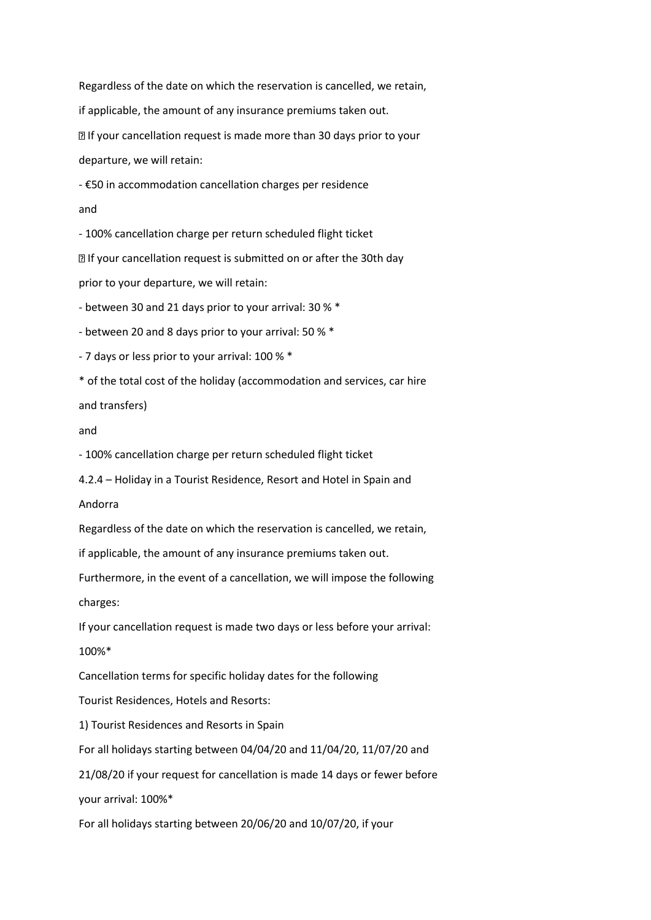Regardless of the date on which the reservation is cancelled, we retain, if applicable, the amount of any insurance premiums taken out.

- If your cancellation request is made more than 30 days prior to your departure, we will retain:

  - €50 in accommodation cancellation charges per residence

  and

  - 100% cancellation charge per return scheduled flight ticket

- If your cancellation request is submitted on or after the 30th day prior to your departure, we will retain:

  - between 30 and 21 days prior to your arrival: 30 % *
  - between 20 and 8 days prior to your arrival: 50 % *
  - 7 days or less prior to your arrival: 100 % *

  * of the total cost of the holiday (accommodation and services, car hire and transfers)

  and

  - 100% cancellation charge per return scheduled flight ticket

4.2.4 – Holiday in a Tourist Residence, Resort and Hotel in Spain and Andorra

Regardless of the date on which the reservation is cancelled, we retain, if applicable, the amount of any insurance premiums taken out.

Furthermore, in the event of a cancellation, we will impose the following charges:

If your cancellation request is made two days or less before your arrival: 100%*

Cancellation terms for specific holiday dates for the following Tourist Residences, Hotels and Resorts:

1) Tourist Residences and Resorts in Spain

For all holidays starting between 04/04/20 and 11/04/20, 11/07/20 and 21/08/20 if your request for cancellation is made 14 days or fewer before your arrival: 100%*

For all holidays starting between 20/06/20 and 10/07/20, if your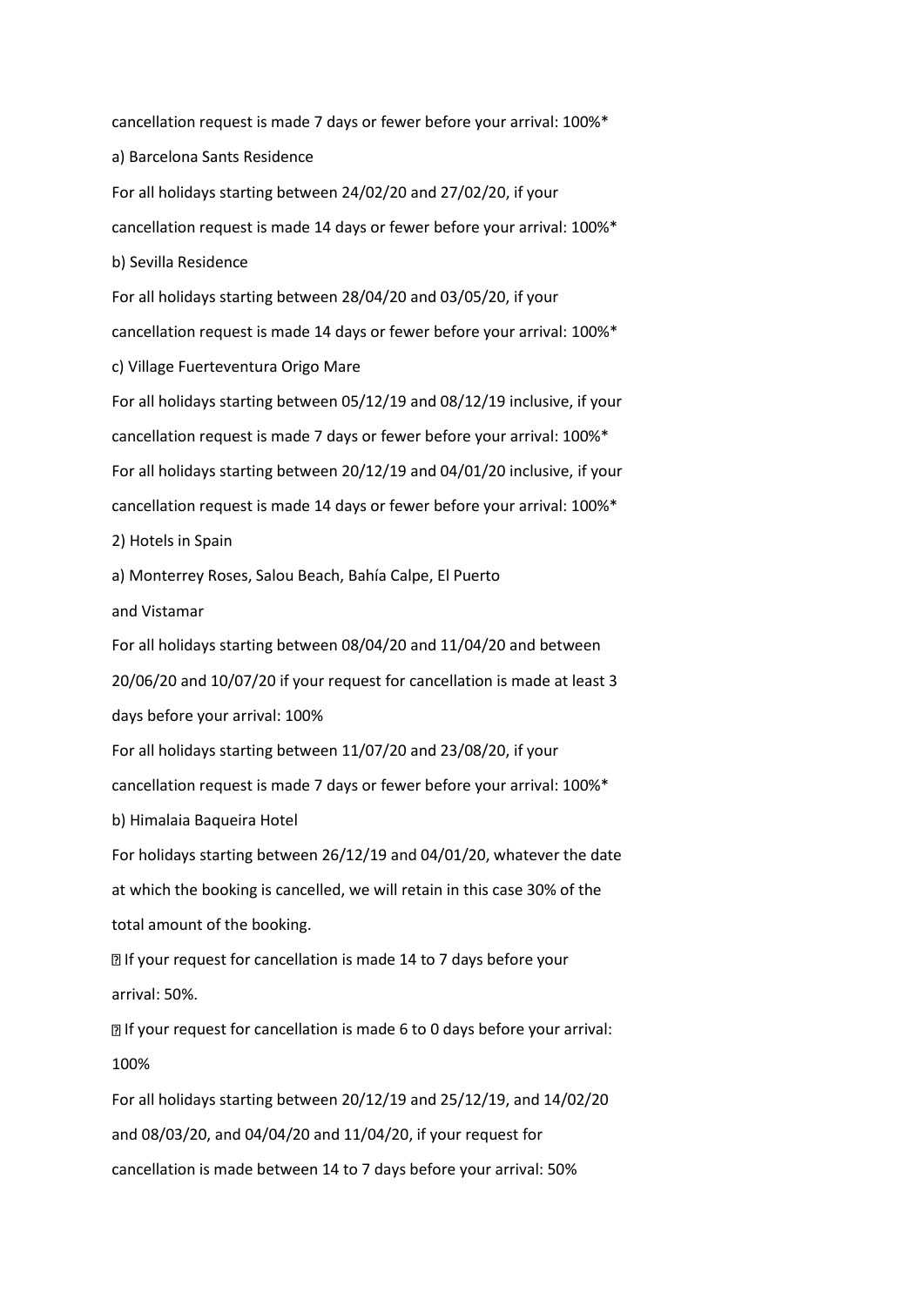cancellation request is made 7 days or fewer before your arrival: 100%*

a) Barcelona Sants Residence

For all holidays starting between 24/02/20 and 27/02/20, if your cancellation request is made 14 days or fewer before your arrival: 100%*

b) Sevilla Residence

For all holidays starting between 28/04/20 and 03/05/20, if your cancellation request is made 14 days or fewer before your arrival: 100%*

c) Village Fuerteventura Origo Mare

For all holidays starting between 05/12/19 and 08/12/19 inclusive, if your cancellation request is made 7 days or fewer before your arrival: 100%*

For all holidays starting between 20/12/19 and 04/01/20 inclusive, if your cancellation request is made 14 days or fewer before your arrival: 100%*

2) Hotels in Spain

a) Monterrey Roses, Salou Beach, Bahía Calpe, El Puerto and Vistamar

For all holidays starting between 08/04/20 and 11/04/20 and between 20/06/20 and 10/07/20 if your request for cancellation is made at least 3 days before your arrival: 100%

For all holidays starting between 11/07/20 and 23/08/20, if your cancellation request is made 7 days or fewer before your arrival: 100%*

b) Himalaia Baqueira Hotel

For holidays starting between 26/12/19 and 04/01/20, whatever the date at which the booking is cancelled, we will retain in this case 30% of the total amount of the booking.

- If your request for cancellation is made 14 to 7 days before your arrival: 50%.
- If your request for cancellation is made 6 to 0 days before your arrival: 100%

For all holidays starting between 20/12/19 and 25/12/19, and 14/02/20 and 08/03/20, and 04/04/20 and 11/04/20, if your request for cancellation is made between 14 to 7 days before your arrival: 50%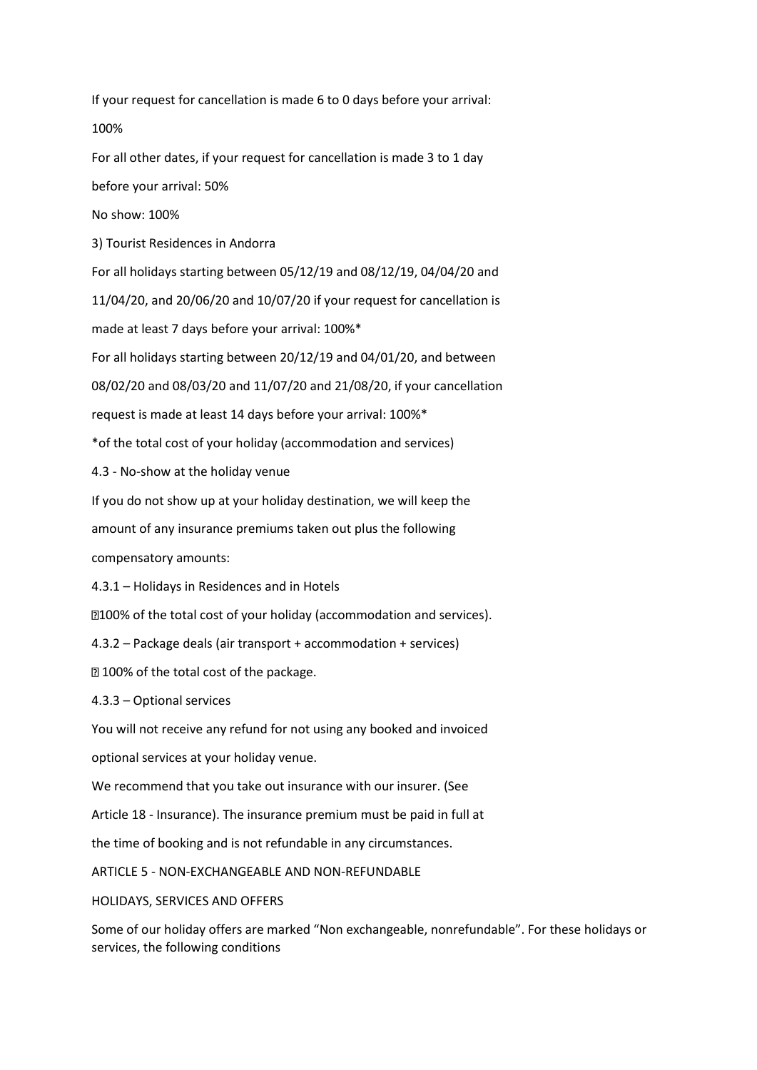If your request for cancellation is made 6 to 0 days before your arrival: 100%

For all other dates, if your request for cancellation is made 3 to 1 day before your arrival: 50%

No show: 100%

3) Tourist Residences in Andorra

For all holidays starting between 05/12/19 and 08/12/19, 04/04/20 and 11/04/20, and 20/06/20 and 10/07/20 if your request for cancellation is made at least 7 days before your arrival: 100%*

For all holidays starting between 20/12/19 and 04/01/20, and between 08/02/20 and 08/03/20 and 11/07/20 and 21/08/20, if your cancellation request is made at least 14 days before your arrival: 100%*

*of the total cost of your holiday (accommodation and services)

4.3 - No-show at the holiday venue

If you do not show up at your holiday destination, we will keep the amount of any insurance premiums taken out plus the following compensatory amounts:

4.3.1 – Holidays in Residences and in Hotels

- 100% of the total cost of your holiday (accommodation and services).

4.3.2 – Package deals (air transport + accommodation + services)

- 100% of the total cost of the package.

4.3.3 – Optional services

You will not receive any refund for not using any booked and invoiced optional services at your holiday venue.

We recommend that you take out insurance with our insurer. (See Article 18 - Insurance). The insurance premium must be paid in full at the time of booking and is not refundable in any circumstances.

ARTICLE 5 - NON-EXCHANGEABLE AND NON-REFUNDABLE HOLIDAYS, SERVICES AND OFFERS

Some of our holiday offers are marked "Non exchangeable, nonrefundable". For these holidays or services, the following conditions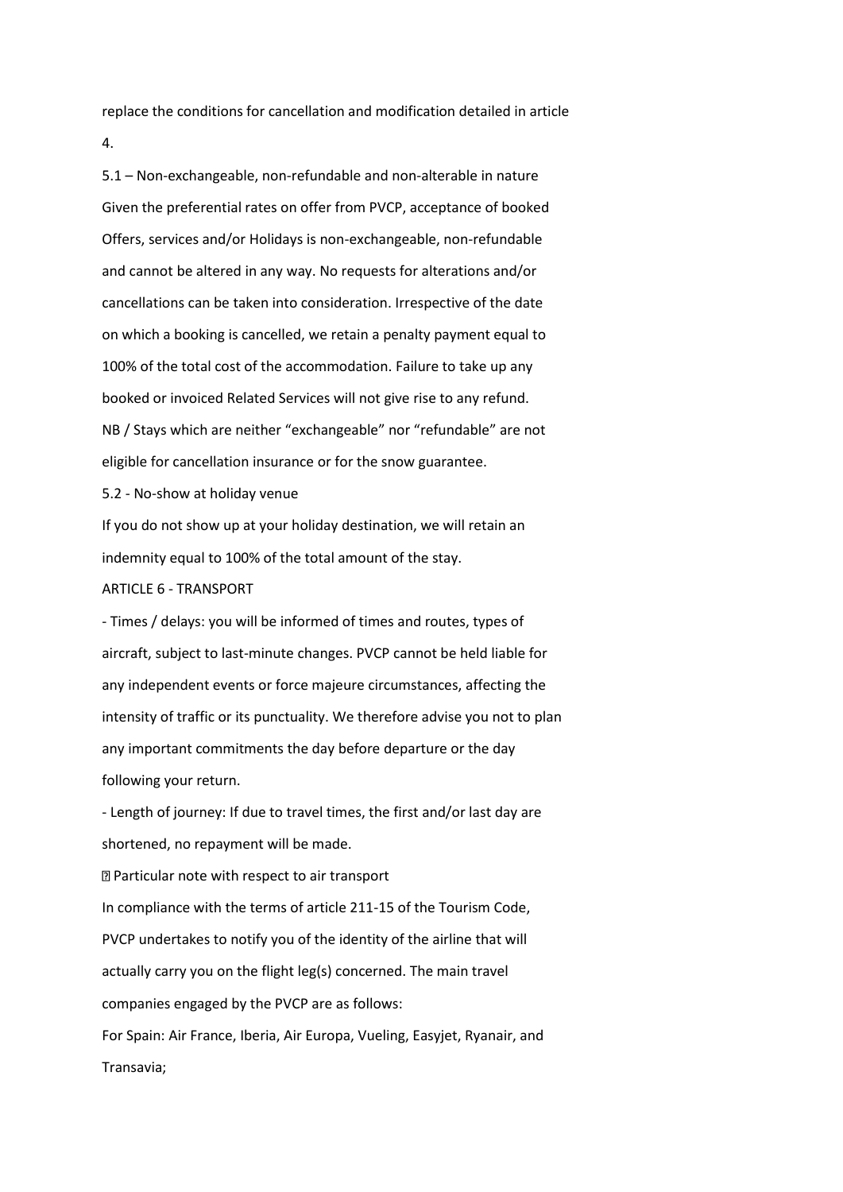replace the conditions for cancellation and modification detailed in article 4.

### 5.1 – Non-exchangeable, non-refundable and non-alterable in nature

Given the preferential rates on offer from PVCP, acceptance of booked Offers, services and/or Holidays is non-exchangeable, non-refundable and cannot be altered in any way. No requests for alterations and/or cancellations can be taken into consideration. Irrespective of the date on which a booking is cancelled, we retain a penalty payment equal to 100% of the total cost of the accommodation. Failure to take up any booked or invoiced Related Services will not give rise to any refund.

NB / Stays which are neither “exchangeable” nor “refundable” are not eligible for cancellation insurance or for the snow guarantee.

### 5.2 - No-show at holiday venue

If you do not show up at your holiday destination, we will retain an indemnity equal to 100% of the total amount of the stay.

## ARTICLE 6 - TRANSPORT

- Times / delays: you will be informed of times and routes, types of aircraft, subject to last-minute changes. PVCP cannot be held liable for any independent events or force majeure circumstances, affecting the intensity of traffic or its punctuality. We therefore advise you not to plan any important commitments the day before departure or the day following your return.
- Length of journey: If due to travel times, the first and/or last day are shortened, no repayment will be made.

 Particular note with respect to air transport

In compliance with the terms of article 211-15 of the Tourism Code, PVCP undertakes to notify you of the identity of the airline that will actually carry you on the flight leg(s) concerned. The main travel companies engaged by the PVCP are as follows:

For Spain: Air France, Iberia, Air Europa, Vueling, Easyjet, Ryanair, and Transavia;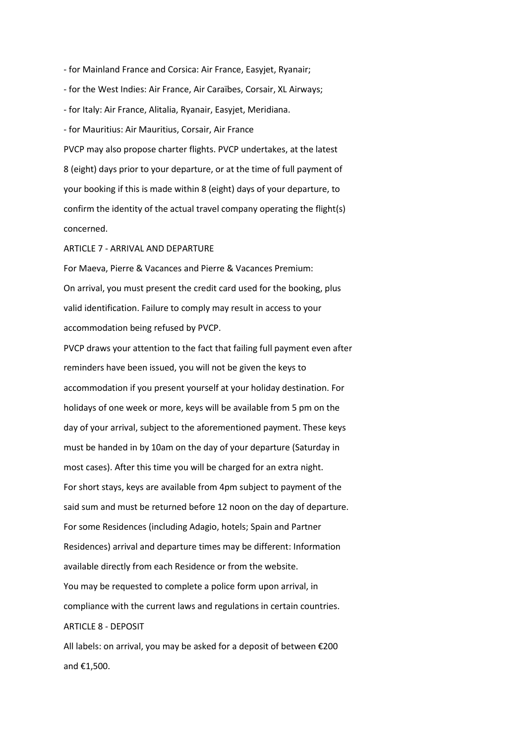- for Mainland France and Corsica: Air France, Easyjet, Ryanair;
- for the West Indies: Air France, Air Caraïbes, Corsair, XL Airways;
- for Italy: Air France, Alitalia, Ryanair, Easyjet, Meridiana.
- for Mauritius: Air Mauritius, Corsair, Air France

PVCP may also propose charter flights. PVCP undertakes, at the latest 8 (eight) days prior to your departure, or at the time of full payment of your booking if this is made within 8 (eight) days of your departure, to confirm the identity of the actual travel company operating the flight(s) concerned.

## ARTICLE 7 - ARRIVAL AND DEPARTURE

For Maeva, Pierre & Vacances and Pierre & Vacances Premium:

On arrival, you must present the credit card used for the booking, plus valid identification. Failure to comply may result in access to your accommodation being refused by PVCP.

PVCP draws your attention to the fact that failing full payment even after reminders have been issued, you will not be given the keys to accommodation if you present yourself at your holiday destination. For holidays of one week or more, keys will be available from 5 pm on the day of your arrival, subject to the aforementioned payment. These keys must be handed in by 10am on the day of your departure (Saturday in most cases). After this time you will be charged for an extra night.

For short stays, keys are available from 4pm subject to payment of the said sum and must be returned before 12 noon on the day of departure.

For some Residences (including Adagio, hotels; Spain and Partner Residences) arrival and departure times may be different: Information available directly from each Residence or from the website.

You may be requested to complete a police form upon arrival, in compliance with the current laws and regulations in certain countries.

## ARTICLE 8 - DEPOSIT

All labels: on arrival, you may be asked for a deposit of between €200 and €1,500.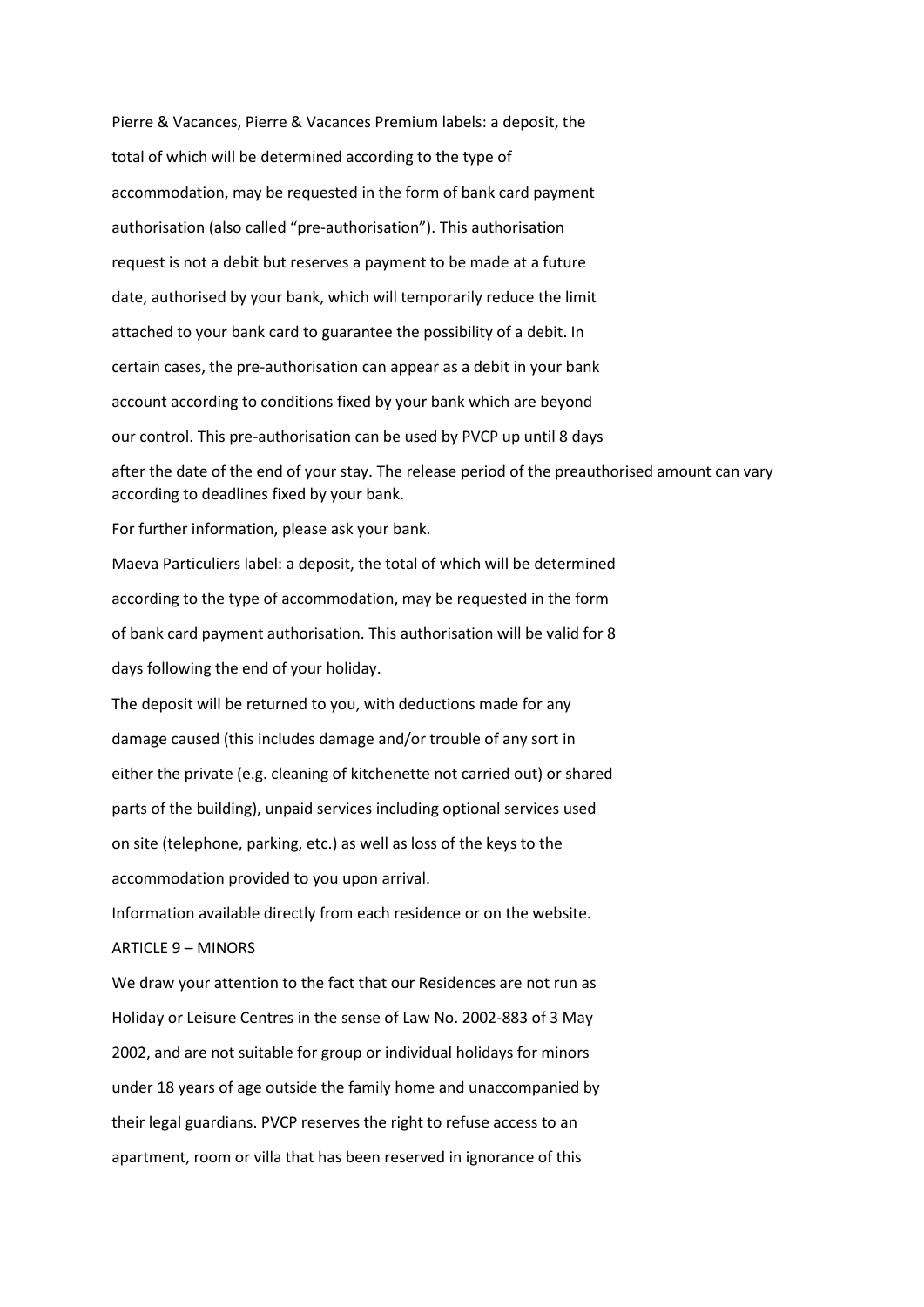Pierre & Vacances, Pierre & Vacances Premium labels: a deposit, the total of which will be determined according to the type of accommodation, may be requested in the form of bank card payment authorisation (also called "pre-authorisation"). This authorisation request is not a debit but reserves a payment to be made at a future date, authorised by your bank, which will temporarily reduce the limit attached to your bank card to guarantee the possibility of a debit. In certain cases, the pre-authorisation can appear as a debit in your bank account according to conditions fixed by your bank which are beyond our control. This pre-authorisation can be used by PVCP up until 8 days after the date of the end of your stay. The release period of the preauthorised amount can vary according to deadlines fixed by your bank.

For further information, please ask your bank.

Maeva Particuliers label: a deposit, the total of which will be determined according to the type of accommodation, may be requested in the form of bank card payment authorisation. This authorisation will be valid for 8 days following the end of your holiday.

The deposit will be returned to you, with deductions made for any damage caused (this includes damage and/or trouble of any sort in either the private (e.g. cleaning of kitchenette not carried out) or shared parts of the building), unpaid services including optional services used on site (telephone, parking, etc.) as well as loss of the keys to the accommodation provided to you upon arrival.

Information available directly from each residence or on the website.

## ARTICLE 9 – MINORS

We draw your attention to the fact that our Residences are not run as Holiday or Leisure Centres in the sense of Law No. 2002-883 of 3 May 2002, and are not suitable for group or individual holidays for minors under 18 years of age outside the family home and unaccompanied by their legal guardians. PVCP reserves the right to refuse access to an apartment, room or villa that has been reserved in ignorance of this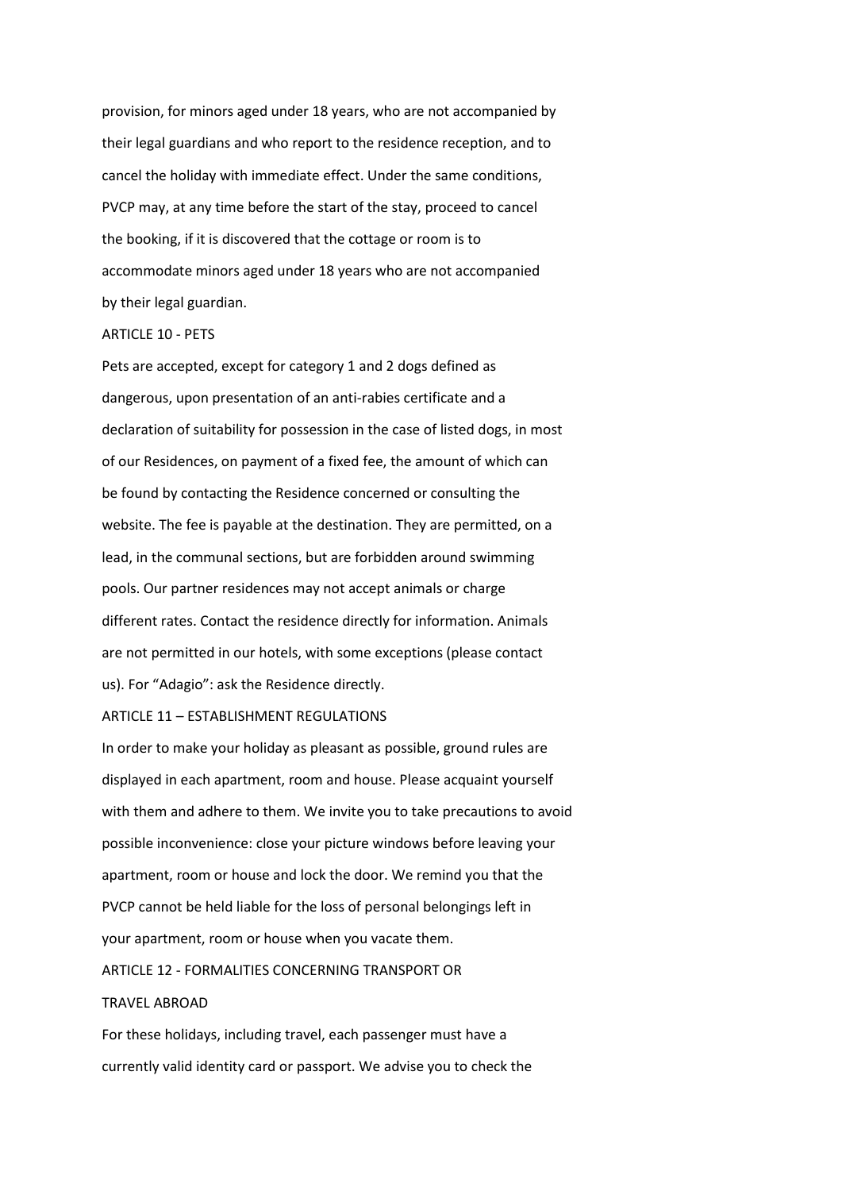provision, for minors aged under 18 years, who are not accompanied by their legal guardians and who report to the residence reception, and to cancel the holiday with immediate effect. Under the same conditions, PVCP may, at any time before the start of the stay, proceed to cancel the booking, if it is discovered that the cottage or room is to accommodate minors aged under 18 years who are not accompanied by their legal guardian.

## ARTICLE 10 - PETS

Pets are accepted, except for category 1 and 2 dogs defined as dangerous, upon presentation of an anti-rabies certificate and a declaration of suitability for possession in the case of listed dogs, in most of our Residences, on payment of a fixed fee, the amount of which can be found by contacting the Residence concerned or consulting the website. The fee is payable at the destination. They are permitted, on a lead, in the communal sections, but are forbidden around swimming pools. Our partner residences may not accept animals or charge different rates. Contact the residence directly for information. Animals are not permitted in our hotels, with some exceptions (please contact us). For "Adagio": ask the Residence directly.

## ARTICLE 11 – ESTABLISHMENT REGULATIONS

In order to make your holiday as pleasant as possible, ground rules are displayed in each apartment, room and house. Please acquaint yourself with them and adhere to them. We invite you to take precautions to avoid possible inconvenience: close your picture windows before leaving your apartment, room or house and lock the door. We remind you that the PVCP cannot be held liable for the loss of personal belongings left in your apartment, room or house when you vacate them.

## ARTICLE 12 - FORMALITIES CONCERNING TRANSPORT OR TRAVEL ABROAD

For these holidays, including travel, each passenger must have a currently valid identity card or passport. We advise you to check the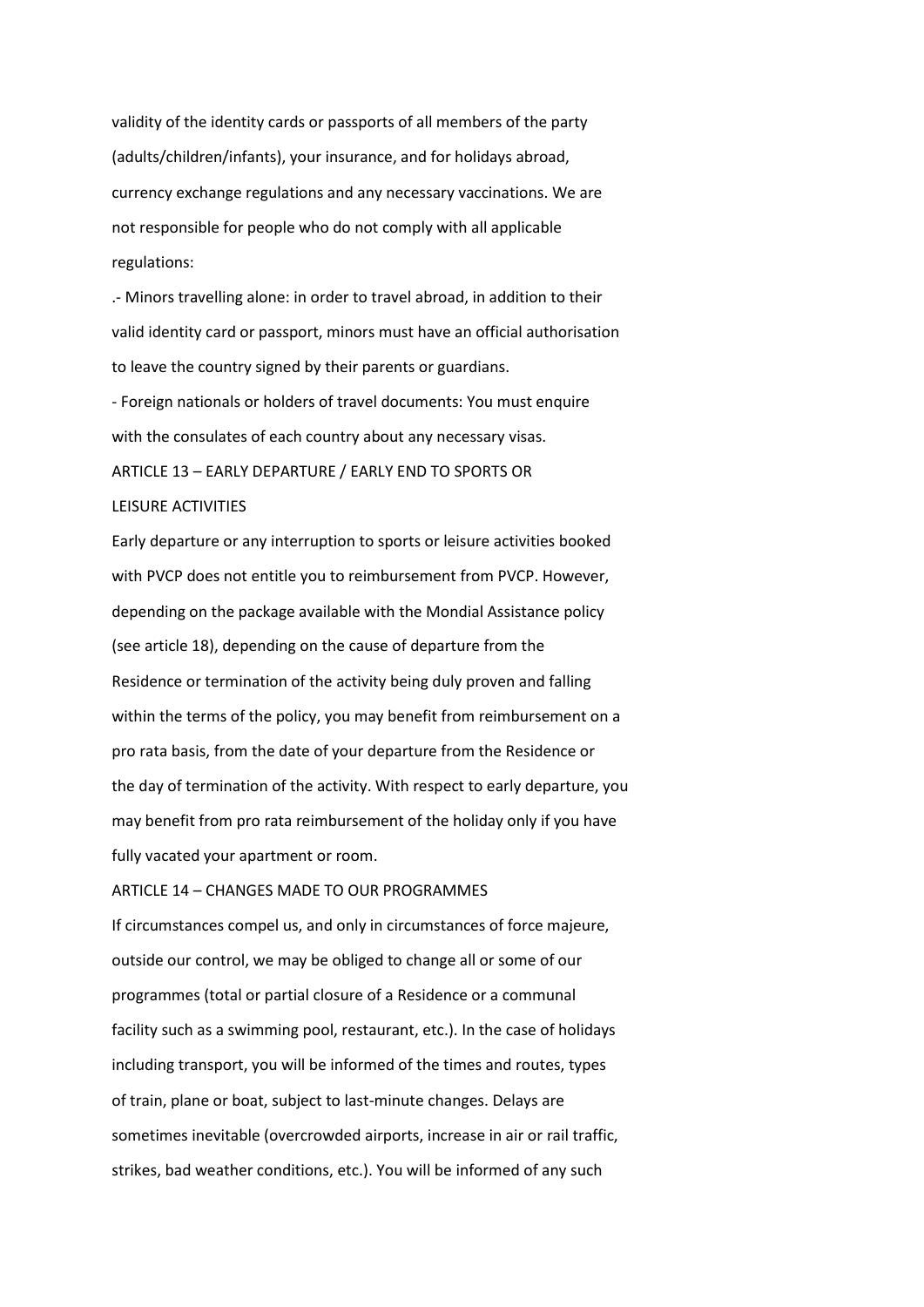validity of the identity cards or passports of all members of the party (adults/children/infants), your insurance, and for holidays abroad, currency exchange regulations and any necessary vaccinations. We are not responsible for people who do not comply with all applicable regulations:

.- Minors travelling alone: in order to travel abroad, in addition to their valid identity card or passport, minors must have an official authorisation to leave the country signed by their parents or guardians.

- Foreign nationals or holders of travel documents: You must enquire with the consulates of each country about any necessary visas.

## ARTICLE 13 – EARLY DEPARTURE / EARLY END TO SPORTS OR LEISURE ACTIVITIES

Early departure or any interruption to sports or leisure activities booked with PVCP does not entitle you to reimbursement from PVCP. However, depending on the package available with the Mondial Assistance policy (see article 18), depending on the cause of departure from the Residence or termination of the activity being duly proven and falling within the terms of the policy, you may benefit from reimbursement on a pro rata basis, from the date of your departure from the Residence or the day of termination of the activity. With respect to early departure, you may benefit from pro rata reimbursement of the holiday only if you have fully vacated your apartment or room.

## ARTICLE 14 – CHANGES MADE TO OUR PROGRAMMES

If circumstances compel us, and only in circumstances of force majeure, outside our control, we may be obliged to change all or some of our programmes (total or partial closure of a Residence or a communal facility such as a swimming pool, restaurant, etc.). In the case of holidays including transport, you will be informed of the times and routes, types of train, plane or boat, subject to last-minute changes. Delays are sometimes inevitable (overcrowded airports, increase in air or rail traffic, strikes, bad weather conditions, etc.). You will be informed of any such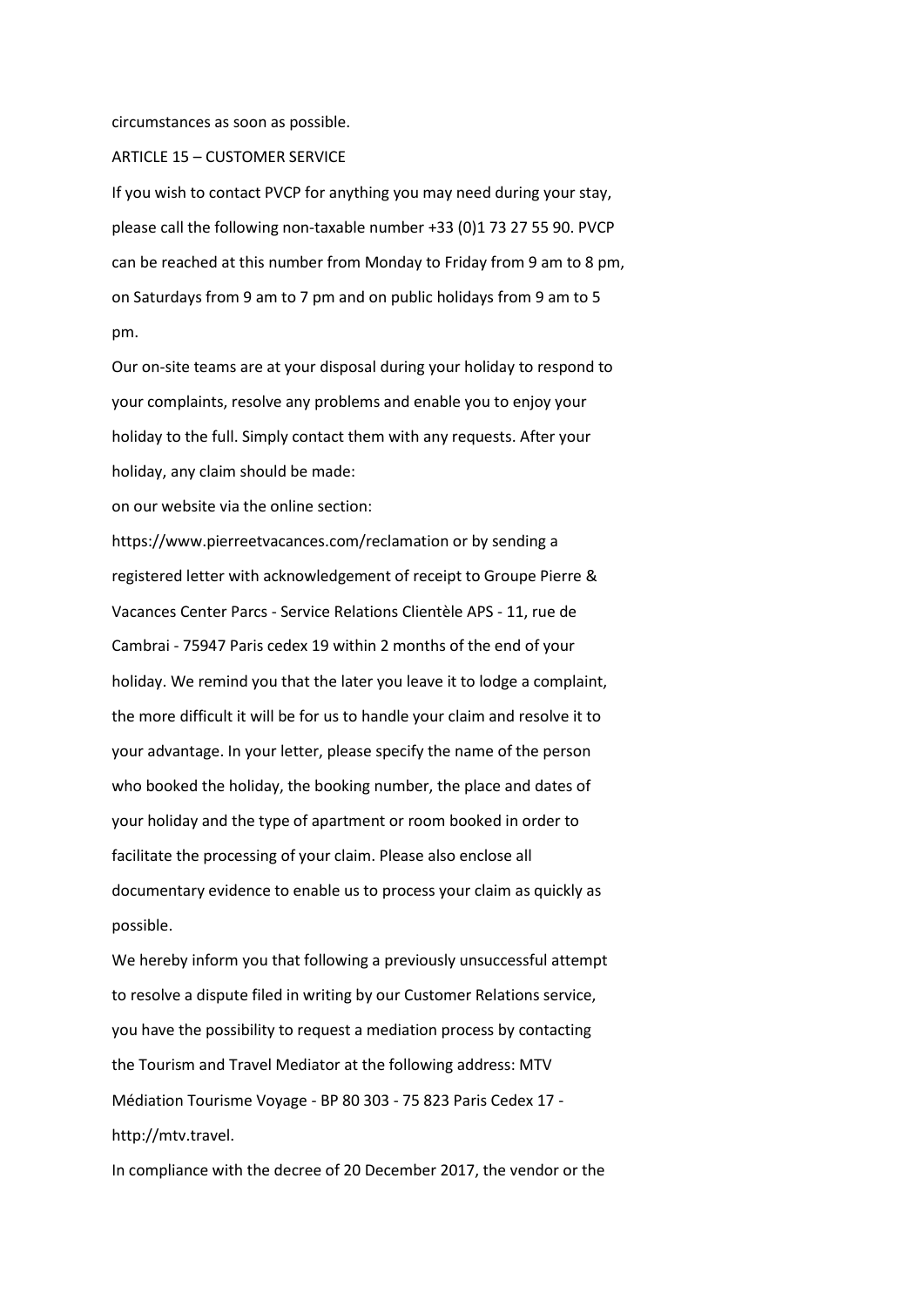circumstances as soon as possible.

ARTICLE 15 – CUSTOMER SERVICE

If you wish to contact PVCP for anything you may need during your stay, please call the following non-taxable number +33 (0)1 73 27 55 90. PVCP can be reached at this number from Monday to Friday from 9 am to 8 pm, on Saturdays from 9 am to 7 pm and on public holidays from 9 am to 5 pm.

Our on-site teams are at your disposal during your holiday to respond to your complaints, resolve any problems and enable you to enjoy your holiday to the full. Simply contact them with any requests. After your holiday, any claim should be made:

on our website via the online section:

https://www.pierreetvacances.com/reclamation or by sending a registered letter with acknowledgement of receipt to Groupe Pierre & Vacances Center Parcs - Service Relations Clientèle APS - 11, rue de Cambrai - 75947 Paris cedex 19 within 2 months of the end of your holiday. We remind you that the later you leave it to lodge a complaint, the more difficult it will be for us to handle your claim and resolve it to your advantage. In your letter, please specify the name of the person who booked the holiday, the booking number, the place and dates of your holiday and the type of apartment or room booked in order to facilitate the processing of your claim. Please also enclose all documentary evidence to enable us to process your claim as quickly as possible.

We hereby inform you that following a previously unsuccessful attempt to resolve a dispute filed in writing by our Customer Relations service, you have the possibility to request a mediation process by contacting the Tourism and Travel Mediator at the following address: MTV Médiation Tourisme Voyage - BP 80 303 - 75 823 Paris Cedex 17 - http://mtv.travel.

In compliance with the decree of 20 December 2017, the vendor or the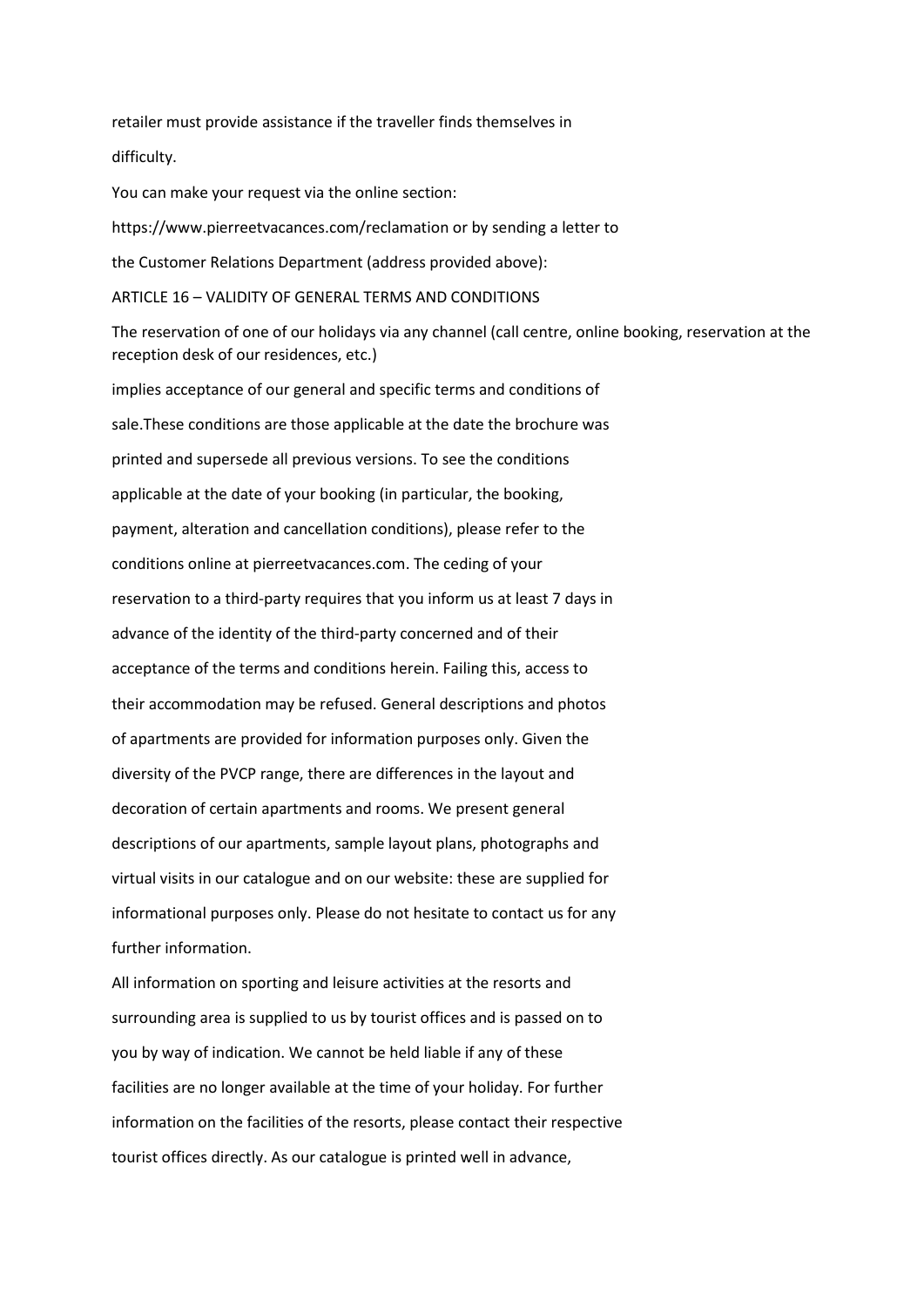retailer must provide assistance if the traveller finds themselves in difficulty.

You can make your request via the online section: https://www.pierreetvacances.com/reclamation or by sending a letter to the Customer Relations Department (address provided above):

## ARTICLE 16 – VALIDITY OF GENERAL TERMS AND CONDITIONS

The reservation of one of our holidays via any channel (call centre, online booking, reservation at the reception desk of our residences, etc.) implies acceptance of our general and specific terms and conditions of sale.These conditions are those applicable at the date the brochure was printed and supersede all previous versions. To see the conditions applicable at the date of your booking (in particular, the booking, payment, alteration and cancellation conditions), please refer to the conditions online at pierreetvacances.com. The ceding of your reservation to a third-party requires that you inform us at least 7 days in advance of the identity of the third-party concerned and of their acceptance of the terms and conditions herein. Failing this, access to their accommodation may be refused. General descriptions and photos of apartments are provided for information purposes only. Given the diversity of the PVCP range, there are differences in the layout and decoration of certain apartments and rooms. We present general descriptions of our apartments, sample layout plans, photographs and virtual visits in our catalogue and on our website: these are supplied for informational purposes only. Please do not hesitate to contact us for any further information.

All information on sporting and leisure activities at the resorts and surrounding area is supplied to us by tourist offices and is passed on to you by way of indication. We cannot be held liable if any of these facilities are no longer available at the time of your holiday. For further information on the facilities of the resorts, please contact their respective tourist offices directly. As our catalogue is printed well in advance,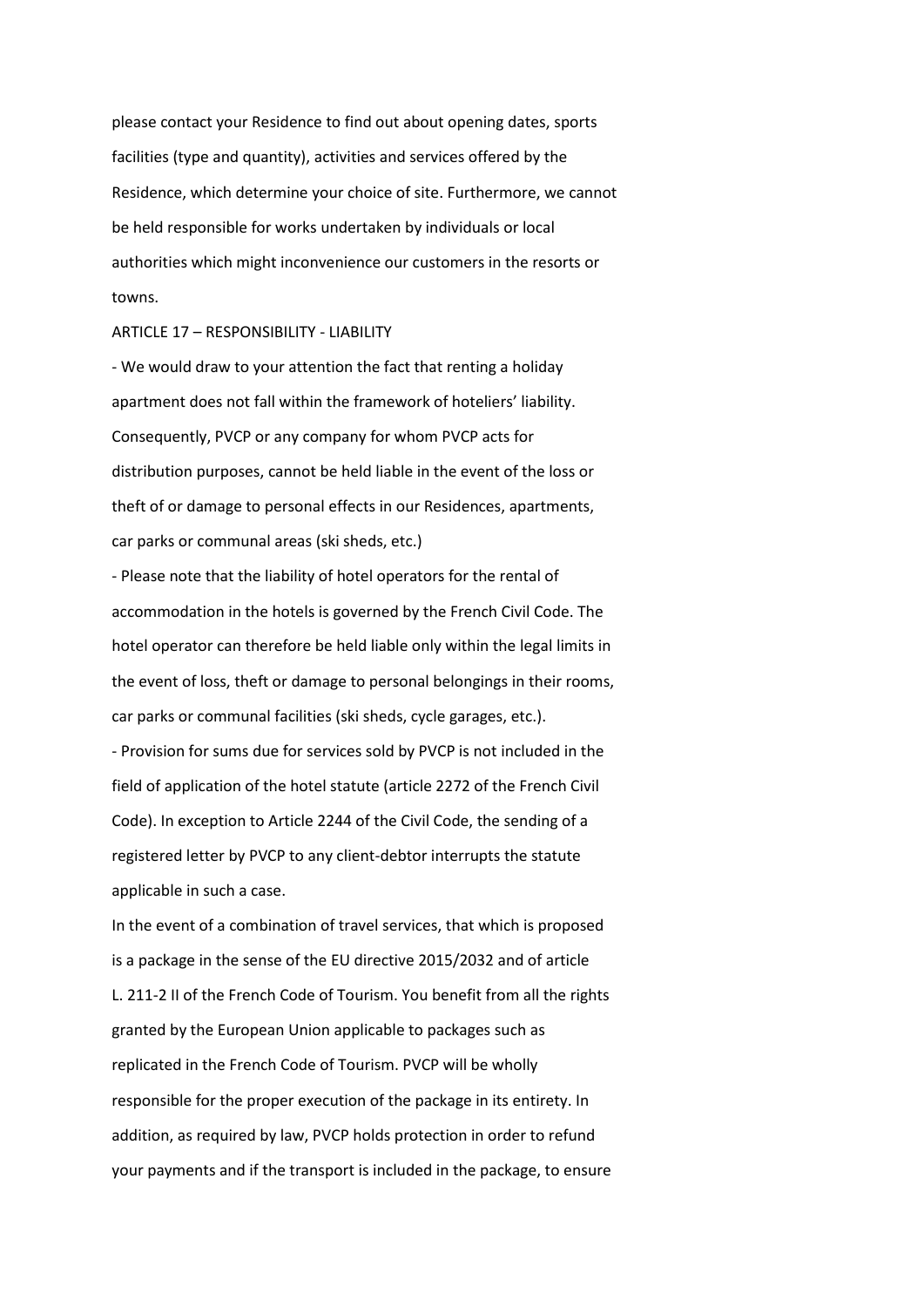please contact your Residence to find out about opening dates, sports facilities (type and quantity), activities and services offered by the Residence, which determine your choice of site. Furthermore, we cannot be held responsible for works undertaken by individuals or local authorities which might inconvenience our customers in the resorts or towns.

ARTICLE 17 – RESPONSIBILITY - LIABILITY

- We would draw to your attention the fact that renting a holiday apartment does not fall within the framework of hoteliers' liability. Consequently, PVCP or any company for whom PVCP acts for distribution purposes, cannot be held liable in the event of the loss or theft of or damage to personal effects in our Residences, apartments, car parks or communal areas (ski sheds, etc.)
- Please note that the liability of hotel operators for the rental of accommodation in the hotels is governed by the French Civil Code. The hotel operator can therefore be held liable only within the legal limits in the event of loss, theft or damage to personal belongings in their rooms, car parks or communal facilities (ski sheds, cycle garages, etc.).
- Provision for sums due for services sold by PVCP is not included in the field of application of the hotel statute (article 2272 of the French Civil Code). In exception to Article 2244 of the Civil Code, the sending of a registered letter by PVCP to any client-debtor interrupts the statute applicable in such a case.

In the event of a combination of travel services, that which is proposed is a package in the sense of the EU directive 2015/2032 and of article L. 211-2 II of the French Code of Tourism. You benefit from all the rights granted by the European Union applicable to packages such as replicated in the French Code of Tourism. PVCP will be wholly responsible for the proper execution of the package in its entirety. In addition, as required by law, PVCP holds protection in order to refund your payments and if the transport is included in the package, to ensure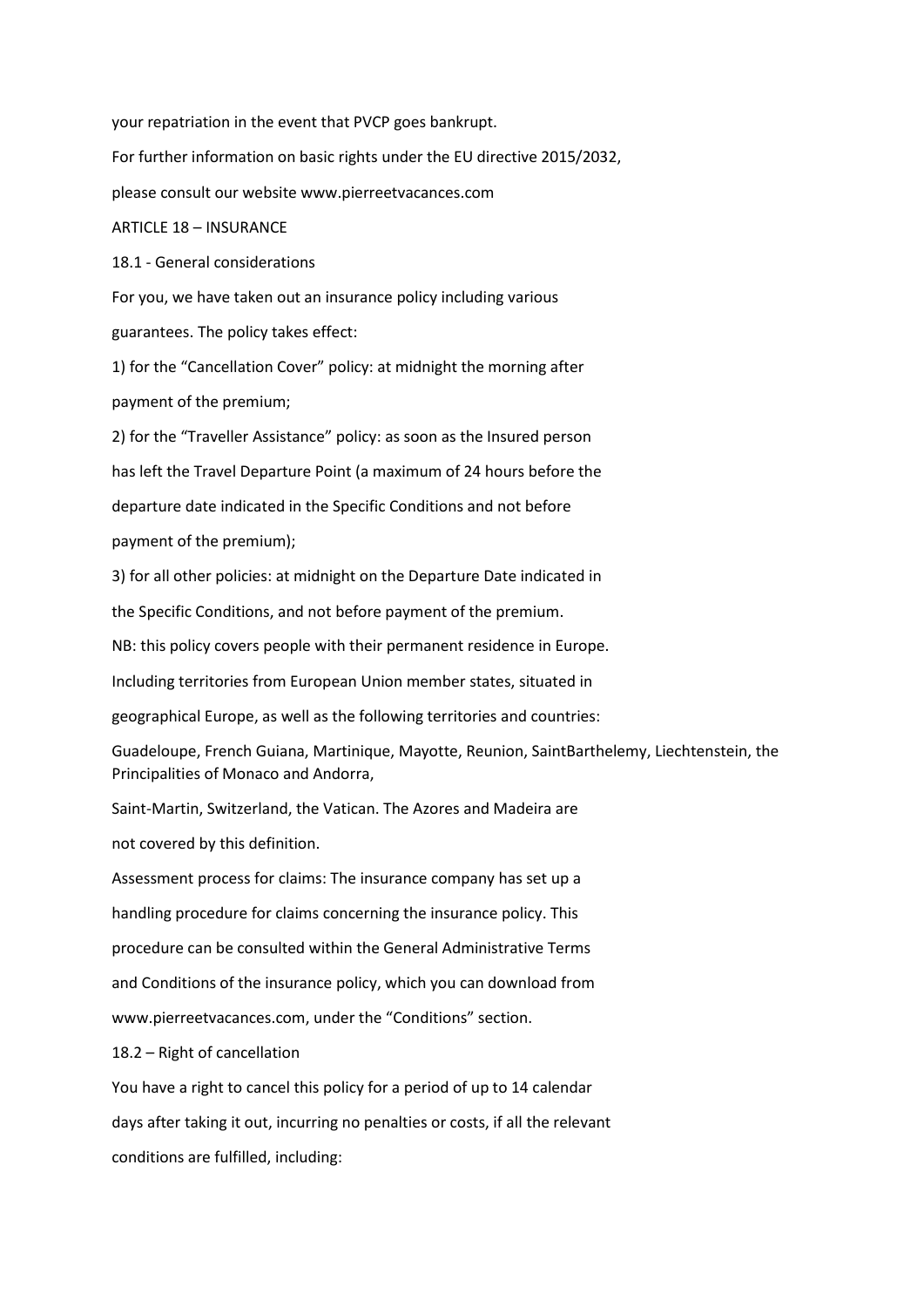your repatriation in the event that PVCP goes bankrupt.

For further information on basic rights under the EU directive 2015/2032, please consult our website www.pierreetvacances.com

## ARTICLE 18 – INSURANCE

### 18.1 - General considerations

For you, we have taken out an insurance policy including various guarantees. The policy takes effect:

1) for the "Cancellation Cover" policy: at midnight the morning after payment of the premium;

2) for the "Traveller Assistance" policy: as soon as the Insured person has left the Travel Departure Point (a maximum of 24 hours before the departure date indicated in the Specific Conditions and not before payment of the premium);

3) for all other policies: at midnight on the Departure Date indicated in the Specific Conditions, and not before payment of the premium.

NB: this policy covers people with their permanent residence in Europe. Including territories from European Union member states, situated in geographical Europe, as well as the following territories and countries: Guadeloupe, French Guiana, Martinique, Mayotte, Reunion, SaintBarthelemy, Liechtenstein, the Principalities of Monaco and Andorra, Saint-Martin, Switzerland, the Vatican. The Azores and Madeira are not covered by this definition.

Assessment process for claims: The insurance company has set up a handling procedure for claims concerning the insurance policy. This procedure can be consulted within the General Administrative Terms and Conditions of the insurance policy, which you can download from www.pierreetvacances.com, under the "Conditions" section.

### 18.2 – Right of cancellation

You have a right to cancel this policy for a period of up to 14 calendar days after taking it out, incurring no penalties or costs, if all the relevant conditions are fulfilled, including: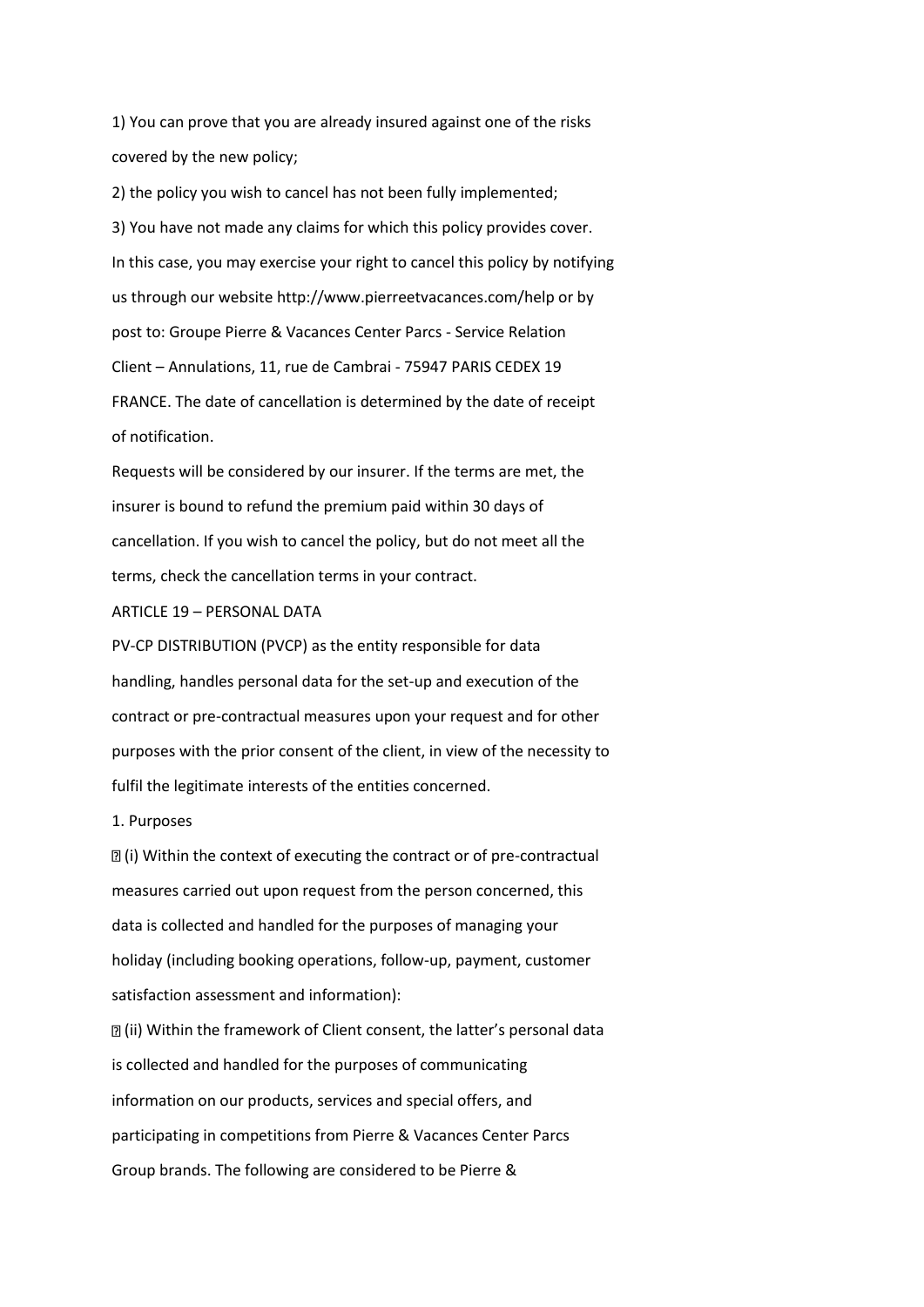1) You can prove that you are already insured against one of the risks covered by the new policy;

2) the policy you wish to cancel has not been fully implemented;

3) You have not made any claims for which this policy provides cover.

In this case, you may exercise your right to cancel this policy by notifying us through our website http://www.pierreetvacances.com/help or by post to: Groupe Pierre & Vacances Center Parcs - Service Relation Client – Annulations, 11, rue de Cambrai - 75947 PARIS CEDEX 19 FRANCE. The date of cancellation is determined by the date of receipt of notification.

Requests will be considered by our insurer. If the terms are met, the insurer is bound to refund the premium paid within 30 days of cancellation. If you wish to cancel the policy, but do not meet all the terms, check the cancellation terms in your contract.

ARTICLE 19 – PERSONAL DATA

PV-CP DISTRIBUTION (PVCP) as the entity responsible for data handling, handles personal data for the set-up and execution of the contract or pre-contractual measures upon your request and for other purposes with the prior consent of the client, in view of the necessity to fulfil the legitimate interests of the entities concerned.

1. Purposes

- (i) Within the context of executing the contract or of pre-contractual measures carried out upon request from the person concerned, this data is collected and handled for the purposes of managing your holiday (including booking operations, follow-up, payment, customer satisfaction assessment and information):
- (ii) Within the framework of Client consent, the latter's personal data is collected and handled for the purposes of communicating information on our products, services and special offers, and participating in competitions from Pierre & Vacances Center Parcs Group brands. The following are considered to be Pierre &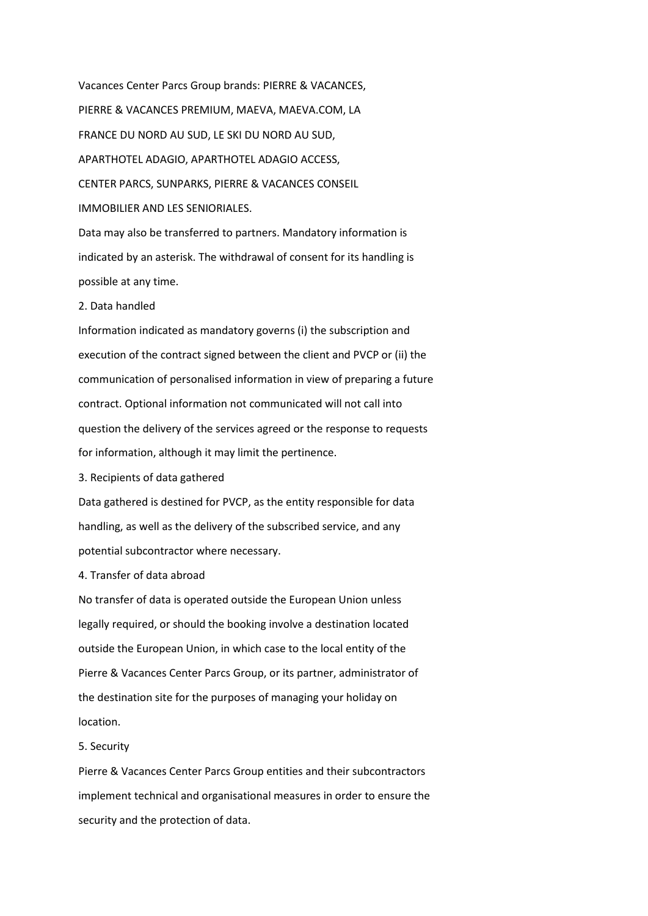Vacances Center Parcs Group brands: PIERRE & VACANCES, PIERRE & VACANCES PREMIUM, MAEVA, MAEVA.COM, LA FRANCE DU NORD AU SUD, LE SKI DU NORD AU SUD, APARTHOTEL ADAGIO, APARTHOTEL ADAGIO ACCESS, CENTER PARCS, SUNPARKS, PIERRE & VACANCES CONSEIL IMMOBILIER AND LES SENIORIALES.

Data may also be transferred to partners. Mandatory information is indicated by an asterisk. The withdrawal of consent for its handling is possible at any time.

2. Data handled

Information indicated as mandatory governs (i) the subscription and execution of the contract signed between the client and PVCP or (ii) the communication of personalised information in view of preparing a future contract. Optional information not communicated will not call into question the delivery of the services agreed or the response to requests for information, although it may limit the pertinence.

3. Recipients of data gathered

Data gathered is destined for PVCP, as the entity responsible for data handling, as well as the delivery of the subscribed service, and any potential subcontractor where necessary.

4. Transfer of data abroad

No transfer of data is operated outside the European Union unless legally required, or should the booking involve a destination located outside the European Union, in which case to the local entity of the Pierre & Vacances Center Parcs Group, or its partner, administrator of the destination site for the purposes of managing your holiday on location.

5. Security

Pierre & Vacances Center Parcs Group entities and their subcontractors implement technical and organisational measures in order to ensure the security and the protection of data.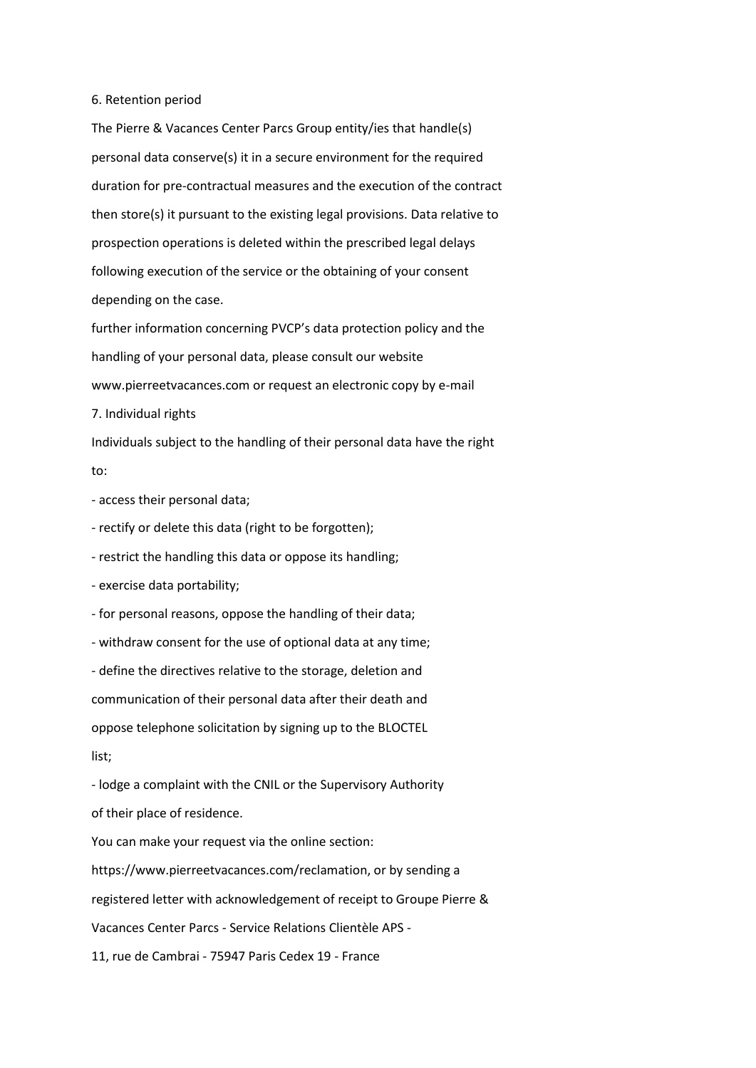## 6. Retention period

The Pierre & Vacances Center Parcs Group entity/ies that handle(s) personal data conserve(s) it in a secure environment for the required duration for pre-contractual measures and the execution of the contract then store(s) it pursuant to the existing legal provisions. Data relative to prospection operations is deleted within the prescribed legal delays following execution of the service or the obtaining of your consent depending on the case.

further information concerning PVCP's data protection policy and the handling of your personal data, please consult our website www.pierreetvacances.com or request an electronic copy by e-mail

## 7. Individual rights

Individuals subject to the handling of their personal data have the right to:

- access their personal data;
- rectify or delete this data (right to be forgotten);
- restrict the handling this data or oppose its handling;
- exercise data portability;
- for personal reasons, oppose the handling of their data;
- withdraw consent for the use of optional data at any time;
- define the directives relative to the storage, deletion and communication of their personal data after their death and oppose telephone solicitation by signing up to the BLOCTEL list;
- lodge a complaint with the CNIL or the Supervisory Authority of their place of residence.

You can make your request via the online section: https://www.pierreetvacances.com/reclamation, or by sending a registered letter with acknowledgement of receipt to Groupe Pierre & Vacances Center Parcs - Service Relations Clientèle APS - 11, rue de Cambrai - 75947 Paris Cedex 19 - France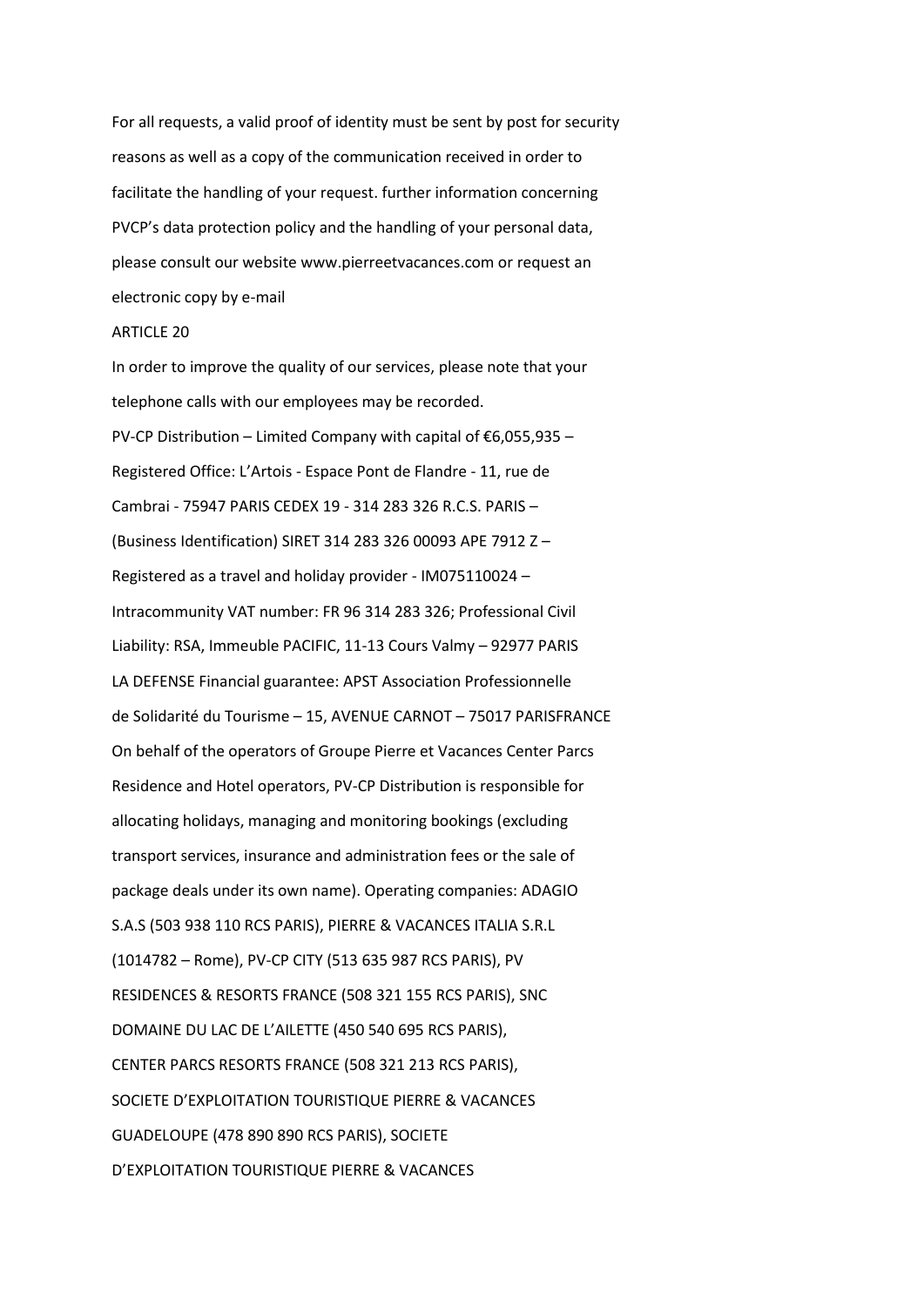For all requests, a valid proof of identity must be sent by post for security reasons as well as a copy of the communication received in order to facilitate the handling of your request. further information concerning PVCP's data protection policy and the handling of your personal data, please consult our website www.pierreetvacances.com or request an electronic copy by e-mail

ARTICLE 20

In order to improve the quality of our services, please note that your telephone calls with our employees may be recorded.

PV-CP Distribution – Limited Company with capital of €6,055,935 – Registered Office: L'Artois - Espace Pont de Flandre - 11, rue de Cambrai - 75947 PARIS CEDEX 19 - 314 283 326 R.C.S. PARIS – (Business Identification) SIRET 314 283 326 00093 APE 7912 Z – Registered as a travel and holiday provider - IM075110024 – Intracommunity VAT number: FR 96 314 283 326; Professional Civil Liability: RSA, Immeuble PACIFIC, 11-13 Cours Valmy – 92977 PARIS LA DEFENSE Financial guarantee: APST Association Professionnelle de Solidarité du Tourisme – 15, AVENUE CARNOT – 75017 PARISFRANCE On behalf of the operators of Groupe Pierre et Vacances Center Parcs Residence and Hotel operators, PV-CP Distribution is responsible for allocating holidays, managing and monitoring bookings (excluding transport services, insurance and administration fees or the sale of package deals under its own name). Operating companies: ADAGIO S.A.S (503 938 110 RCS PARIS), PIERRE & VACANCES ITALIA S.R.L (1014782 – Rome), PV-CP CITY (513 635 987 RCS PARIS), PV RESIDENCES & RESORTS FRANCE (508 321 155 RCS PARIS), SNC DOMAINE DU LAC DE L'AILETTE (450 540 695 RCS PARIS), CENTER PARCS RESORTS FRANCE (508 321 213 RCS PARIS), SOCIETE D'EXPLOITATION TOURISTIQUE PIERRE & VACANCES GUADELOUPE (478 890 890 RCS PARIS), SOCIETE D'EXPLOITATION TOURISTIQUE PIERRE & VACANCES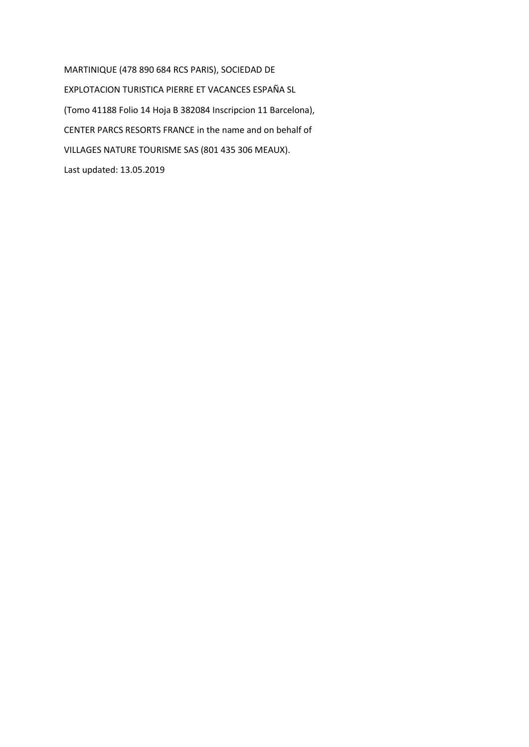MARTINIQUE (478 890 684 RCS PARIS), SOCIEDAD DE EXPLOTACION TURISTICA PIERRE ET VACANCES ESPAÑA SL (Tomo 41188 Folio 14 Hoja B 382084 Inscripcion 11 Barcelona), CENTER PARCS RESORTS FRANCE in the name and on behalf of VILLAGES NATURE TOURISME SAS (801 435 306 MEAUX).

Last updated: 13.05.2019